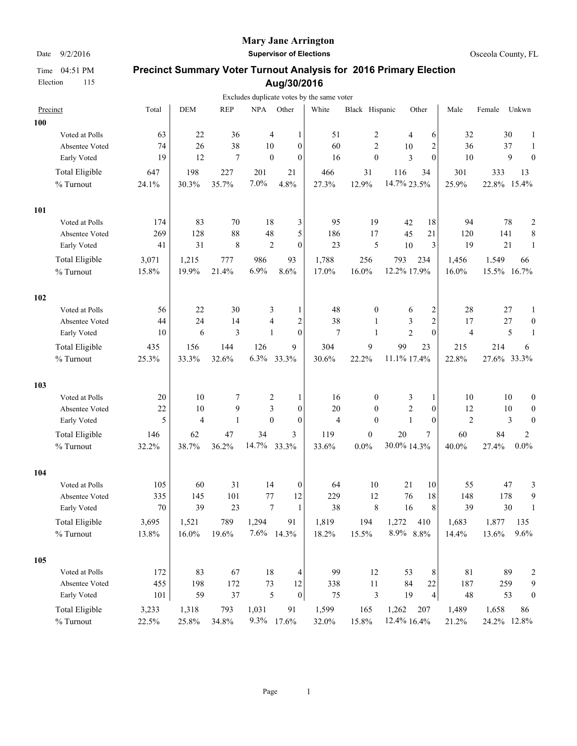# Mary Jane Arrington

**Supervisor of Elections**

Date 9/2/2016

Osceola County, FL

Time 04:51 PM

Election 115

## Precinct Summary Voter Turnout Analysis for 2016 Primary Election Aug/30/2016

Excludes duplicate votes by the same voter

| Precinct | Total | DEM | REP | NPA | Other | White | Black | Hispanic | Other | Male | Female | Unkwn |
|---|---|---|---|---|---|---|---|---|---|---|---|---|
| **100** | | | | | | | | | | | | |
| Voted at Polls | 63 | 22 | 36 | 4 | 1 | 51 | 2 | 4 | 6 | 32 | 30 | 1 |
| Absentee Voted | 74 | 26 | 38 | 10 | 0 | 60 | 2 | 10 | 2 | 36 | 37 | 1 |
| Early Voted | 19 | 12 | 7 | 0 | 0 | 16 | 0 | 3 | 0 | 10 | 9 | 0 |
| Total Eligible | 647 | 198 | 227 | 201 | 21 | 466 | 31 | 116 | 34 | 301 | 333 | 13 |
| % Turnout | 24.1% | 30.3% | 35.7% | 7.0% | 4.8% | 27.3% | 12.9% | 14.7% | 23.5% | 25.9% | 22.8% | 15.4% |
| **101** | | | | | | | | | | | | |
| Voted at Polls | 174 | 83 | 70 | 18 | 3 | 95 | 19 | 42 | 18 | 94 | 78 | 2 |
| Absentee Voted | 269 | 128 | 88 | 48 | 5 | 186 | 17 | 45 | 21 | 120 | 141 | 8 |
| Early Voted | 41 | 31 | 8 | 2 | 0 | 23 | 5 | 10 | 3 | 19 | 21 | 1 |
| Total Eligible | 3,071 | 1,215 | 777 | 986 | 93 | 1,788 | 256 | 793 | 234 | 1,456 | 1.549 | 66 |
| % Turnout | 15.8% | 19.9% | 21.4% | 6.9% | 8.6% | 17.0% | 16.0% | 12.2% | 17.9% | 16.0% | 15.5% | 16.7% |
| **102** | | | | | | | | | | | | |
| Voted at Polls | 56 | 22 | 30 | 3 | 1 | 48 | 0 | 6 | 2 | 28 | 27 | 1 |
| Absentee Voted | 44 | 24 | 14 | 4 | 2 | 38 | 1 | 3 | 2 | 17 | 27 | 0 |
| Early Voted | 10 | 6 | 3 | 1 | 0 | 7 | 1 | 2 | 0 | 4 | 5 | 1 |
| Total Eligible | 435 | 156 | 144 | 126 | 9 | 304 | 9 | 99 | 23 | 215 | 214 | 6 |
| % Turnout | 25.3% | 33.3% | 32.6% | 6.3% | 33.3% | 30.6% | 22.2% | 11.1% | 17.4% | 22.8% | 27.6% | 33.3% |
| **103** | | | | | | | | | | | | |
| Voted at Polls | 20 | 10 | 7 | 2 | 1 | 16 | 0 | 3 | 1 | 10 | 10 | 0 |
| Absentee Voted | 22 | 10 | 9 | 3 | 0 | 20 | 0 | 2 | 0 | 12 | 10 | 0 |
| Early Voted | 5 | 4 | 1 | 0 | 0 | 4 | 0 | 1 | 0 | 2 | 3 | 0 |
| Total Eligible | 146 | 62 | 47 | 34 | 3 | 119 | 0 | 20 | 7 | 60 | 84 | 2 |
| % Turnout | 32.2% | 38.7% | 36.2% | 14.7% | 33.3% | 33.6% | 0.0% | 30.0% | 14.3% | 40.0% | 27.4% | 0.0% |
| **104** | | | | | | | | | | | | |
| Voted at Polls | 105 | 60 | 31 | 14 | 0 | 64 | 10 | 21 | 10 | 55 | 47 | 3 |
| Absentee Voted | 335 | 145 | 101 | 77 | 12 | 229 | 12 | 76 | 18 | 148 | 178 | 9 |
| Early Voted | 70 | 39 | 23 | 7 | 1 | 38 | 8 | 16 | 8 | 39 | 30 | 1 |
| Total Eligible | 3,695 | 1,521 | 789 | 1,294 | 91 | 1,819 | 194 | 1,272 | 410 | 1,683 | 1,877 | 135 |
| % Turnout | 13.8% | 16.0% | 19.6% | 7.6% | 14.3% | 18.2% | 15.5% | 8.9% | 8.8% | 14.4% | 13.6% | 9.6% |
| **105** | | | | | | | | | | | | |
| Voted at Polls | 172 | 83 | 67 | 18 | 4 | 99 | 12 | 53 | 8 | 81 | 89 | 2 |
| Absentee Voted | 455 | 198 | 172 | 73 | 12 | 338 | 11 | 84 | 22 | 187 | 259 | 9 |
| Early Voted | 101 | 59 | 37 | 5 | 0 | 75 | 3 | 19 | 4 | 48 | 53 | 0 |
| Total Eligible | 3,233 | 1,318 | 793 | 1,031 | 91 | 1,599 | 165 | 1,262 | 207 | 1,489 | 1,658 | 86 |
| % Turnout | 22.5% | 25.8% | 34.8% | 9.3% | 17.6% | 32.0% | 15.8% | 12.4% | 16.4% | 21.2% | 24.2% | 12.8% |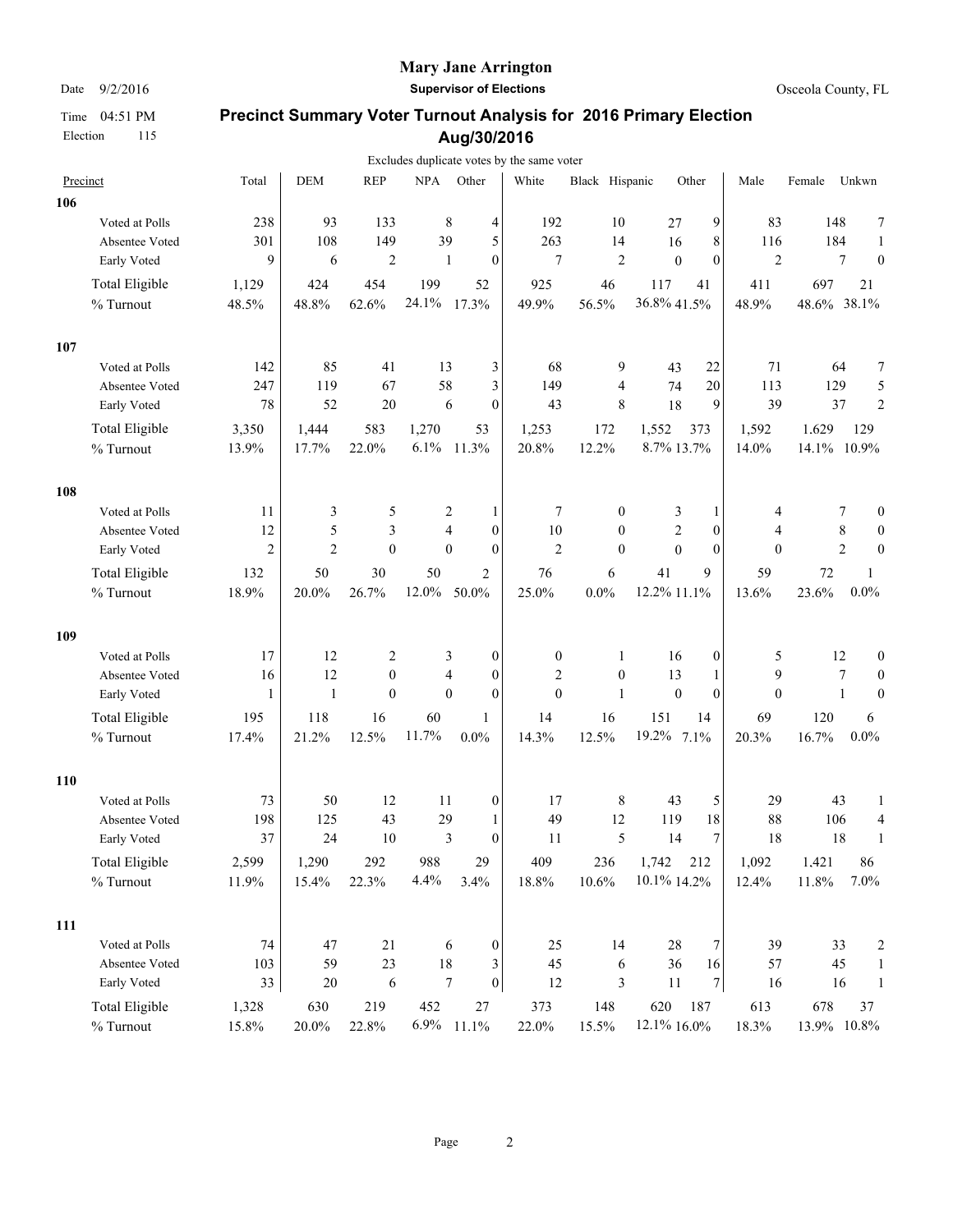# Mary Jane Arrington

**Supervisor of Elections**

Date 9/2/2016

Osceola County, FL

Time 04:51 PM

Election 115

## Precinct Summary Voter Turnout Analysis for 2016 Primary Election Aug/30/2016

Excludes duplicate votes by the same voter

| Precinct | Total | DEM | REP | NPA | Other | White | Black | Hispanic | Other | Male | Female | Unkwn |
|---|---|---|---|---|---|---|---|---|---|---|---|---|
| **106** | | | | | | | | | | | | |
| Voted at Polls | 238 | 93 | 133 | 8 | 4 | 192 | 10 | 27 | 9 | 83 | 148 | 7 |
| Absentee Voted | 301 | 108 | 149 | 39 | 5 | 263 | 14 | 16 | 8 | 116 | 184 | 1 |
| Early Voted | 9 | 6 | 2 | 1 | 0 | 7 | 2 | 0 | 0 | 2 | 7 | 0 |
| Total Eligible | 1,129 | 424 | 454 | 199 | 52 | 925 | 46 | 117 | 41 | 411 | 697 | 21 |
| % Turnout | 48.5% | 48.8% | 62.6% | 24.1% | 17.3% | 49.9% | 56.5% | 36.8% | 41.5% | 48.9% | 48.6% | 38.1% |
| **107** | | | | | | | | | | | | |
| Voted at Polls | 142 | 85 | 41 | 13 | 3 | 68 | 9 | 43 | 22 | 71 | 64 | 7 |
| Absentee Voted | 247 | 119 | 67 | 58 | 3 | 149 | 4 | 74 | 20 | 113 | 129 | 5 |
| Early Voted | 78 | 52 | 20 | 6 | 0 | 43 | 8 | 18 | 9 | 39 | 37 | 2 |
| Total Eligible | 3,350 | 1,444 | 583 | 1,270 | 53 | 1,253 | 172 | 1,552 | 373 | 1,592 | 1,629 | 129 |
| % Turnout | 13.9% | 17.7% | 22.0% | 6.1% | 11.3% | 20.8% | 12.2% | 8.7% | 13.7% | 14.0% | 14.1% | 10.9% |
| **108** | | | | | | | | | | | | |
| Voted at Polls | 11 | 3 | 5 | 2 | 1 | 7 | 0 | 3 | 1 | 4 | 7 | 0 |
| Absentee Voted | 12 | 5 | 3 | 4 | 0 | 10 | 0 | 2 | 0 | 4 | 8 | 0 |
| Early Voted | 2 | 2 | 0 | 0 | 0 | 2 | 0 | 0 | 0 | 0 | 2 | 0 |
| Total Eligible | 132 | 50 | 30 | 50 | 2 | 76 | 6 | 41 | 9 | 59 | 72 | 1 |
| % Turnout | 18.9% | 20.0% | 26.7% | 12.0% | 50.0% | 25.0% | 0.0% | 12.2% | 11.1% | 13.6% | 23.6% | 0.0% |
| **109** | | | | | | | | | | | | |
| Voted at Polls | 17 | 12 | 2 | 3 | 0 | 0 | 1 | 16 | 0 | 5 | 12 | 0 |
| Absentee Voted | 16 | 12 | 0 | 4 | 0 | 2 | 0 | 13 | 1 | 9 | 7 | 0 |
| Early Voted | 1 | 1 | 0 | 0 | 0 | 0 | 1 | 0 | 0 | 0 | 1 | 0 |
| Total Eligible | 195 | 118 | 16 | 60 | 1 | 14 | 16 | 151 | 14 | 69 | 120 | 6 |
| % Turnout | 17.4% | 21.2% | 12.5% | 11.7% | 0.0% | 14.3% | 12.5% | 19.2% | 7.1% | 20.3% | 16.7% | 0.0% |
| **110** | | | | | | | | | | | | |
| Voted at Polls | 73 | 50 | 12 | 11 | 0 | 17 | 8 | 43 | 5 | 29 | 43 | 1 |
| Absentee Voted | 198 | 125 | 43 | 29 | 1 | 49 | 12 | 119 | 18 | 88 | 106 | 4 |
| Early Voted | 37 | 24 | 10 | 3 | 0 | 11 | 5 | 14 | 7 | 18 | 18 | 1 |
| Total Eligible | 2,599 | 1,290 | 292 | 988 | 29 | 409 | 236 | 1,742 | 212 | 1,092 | 1,421 | 86 |
| % Turnout | 11.9% | 15.4% | 22.3% | 4.4% | 3.4% | 18.8% | 10.6% | 10.1% | 14.2% | 12.4% | 11.8% | 7.0% |
| **111** | | | | | | | | | | | | |
| Voted at Polls | 74 | 47 | 21 | 6 | 0 | 25 | 14 | 28 | 7 | 39 | 33 | 2 |
| Absentee Voted | 103 | 59 | 23 | 18 | 3 | 45 | 6 | 36 | 16 | 57 | 45 | 1 |
| Early Voted | 33 | 20 | 6 | 7 | 0 | 12 | 3 | 11 | 7 | 16 | 16 | 1 |
| Total Eligible | 1,328 | 630 | 219 | 452 | 27 | 373 | 148 | 620 | 187 | 613 | 678 | 37 |
| % Turnout | 15.8% | 20.0% | 22.8% | 6.9% | 11.1% | 22.0% | 15.5% | 12.1% | 16.0% | 18.3% | 13.9% | 10.8% |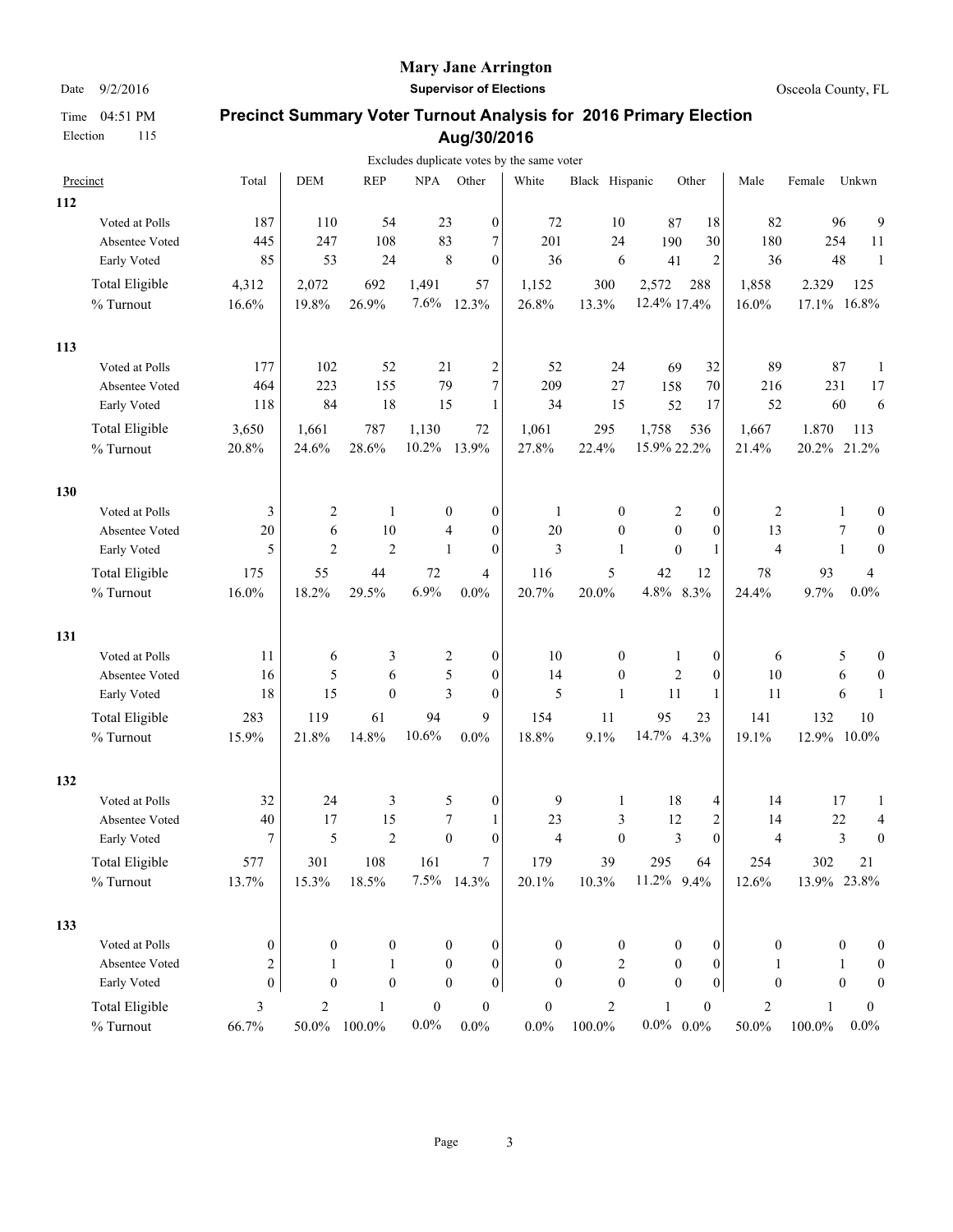**Mary Jane Arrington**

Date 9/2/2016 **Supervisor of Elections** Osceola County, FL

Time 04:51 PM

Election 115

## Precinct Summary Voter Turnout Analysis for 2016 Primary Election Aug/30/2016

Excludes duplicate votes by the same voter

| Precinct | Total | DEM | REP | NPA | Other | White | Black | Hispanic | Other | Male | Female | Unkwn |
|---|---|---|---|---|---|---|---|---|---|---|---|---|
| **112** | | | | | | | | | | | | |
| Voted at Polls | 187 | 110 | 54 | 23 | 0 | 72 | 10 | 87 | 18 | 82 | 96 | 9 |
| Absentee Voted | 445 | 247 | 108 | 83 | 7 | 201 | 24 | 190 | 30 | 180 | 254 | 11 |
| Early Voted | 85 | 53 | 24 | 8 | 0 | 36 | 6 | 41 | 2 | 36 | 48 | 1 |
| Total Eligible | 4,312 | 2,072 | 692 | 1,491 | 57 | 1,152 | 300 | 2,572 | 288 | 1,858 | 2.329 | 125 |
| % Turnout | 16.6% | 19.8% | 26.9% | 7.6% | 12.3% | 26.8% | 13.3% | 12.4% | 17.4% | 16.0% | 17.1% | 16.8% |
| **113** | | | | | | | | | | | | |
| Voted at Polls | 177 | 102 | 52 | 21 | 2 | 52 | 24 | 69 | 32 | 89 | 87 | 1 |
| Absentee Voted | 464 | 223 | 155 | 79 | 7 | 209 | 27 | 158 | 70 | 216 | 231 | 17 |
| Early Voted | 118 | 84 | 18 | 15 | 1 | 34 | 15 | 52 | 17 | 52 | 60 | 6 |
| Total Eligible | 3,650 | 1,661 | 787 | 1,130 | 72 | 1,061 | 295 | 1,758 | 536 | 1,667 | 1.870 | 113 |
| % Turnout | 20.8% | 24.6% | 28.6% | 10.2% | 13.9% | 27.8% | 22.4% | 15.9% | 22.2% | 21.4% | 20.2% | 21.2% |
| **130** | | | | | | | | | | | | |
| Voted at Polls | 3 | 2 | 1 | 0 | 0 | 1 | 0 | 2 | 0 | 2 | 1 | 0 |
| Absentee Voted | 20 | 6 | 10 | 4 | 0 | 20 | 0 | 0 | 0 | 13 | 7 | 0 |
| Early Voted | 5 | 2 | 2 | 1 | 0 | 3 | 1 | 0 | 1 | 4 | 1 | 0 |
| Total Eligible | 175 | 55 | 44 | 72 | 4 | 116 | 5 | 42 | 12 | 78 | 93 | 4 |
| % Turnout | 16.0% | 18.2% | 29.5% | 6.9% | 0.0% | 20.7% | 20.0% | 4.8% | 8.3% | 24.4% | 9.7% | 0.0% |
| **131** | | | | | | | | | | | | |
| Voted at Polls | 11 | 6 | 3 | 2 | 0 | 10 | 0 | 1 | 0 | 6 | 5 | 0 |
| Absentee Voted | 16 | 5 | 6 | 5 | 0 | 14 | 0 | 2 | 0 | 10 | 6 | 0 |
| Early Voted | 18 | 15 | 0 | 3 | 0 | 5 | 1 | 11 | 1 | 11 | 6 | 1 |
| Total Eligible | 283 | 119 | 61 | 94 | 9 | 154 | 11 | 95 | 23 | 141 | 132 | 10 |
| % Turnout | 15.9% | 21.8% | 14.8% | 10.6% | 0.0% | 18.8% | 9.1% | 14.7% | 4.3% | 19.1% | 12.9% | 10.0% |
| **132** | | | | | | | | | | | | |
| Voted at Polls | 32 | 24 | 3 | 5 | 0 | 9 | 1 | 18 | 4 | 14 | 17 | 1 |
| Absentee Voted | 40 | 17 | 15 | 7 | 1 | 23 | 3 | 12 | 2 | 14 | 22 | 4 |
| Early Voted | 7 | 5 | 2 | 0 | 0 | 4 | 0 | 3 | 0 | 4 | 3 | 0 |
| Total Eligible | 577 | 301 | 108 | 161 | 7 | 179 | 39 | 295 | 64 | 254 | 302 | 21 |
| % Turnout | 13.7% | 15.3% | 18.5% | 7.5% | 14.3% | 20.1% | 10.3% | 11.2% | 9.4% | 12.6% | 13.9% | 23.8% |
| **133** | | | | | | | | | | | | |
| Voted at Polls | 0 | 0 | 0 | 0 | 0 | 0 | 0 | 0 | 0 | 0 | 0 | 0 |
| Absentee Voted | 2 | 1 | 1 | 0 | 0 | 0 | 2 | 0 | 0 | 1 | 1 | 0 |
| Early Voted | 0 | 0 | 0 | 0 | 0 | 0 | 0 | 0 | 0 | 0 | 0 | 0 |
| Total Eligible | 3 | 2 | 1 | 0 | 0 | 0 | 2 | 1 | 0 | 2 | 1 | 0 |
| % Turnout | 66.7% | 50.0% | 100.0% | 0.0% | 0.0% | 0.0% | 100.0% | 0.0% | 0.0% | 50.0% | 100.0% | 0.0% |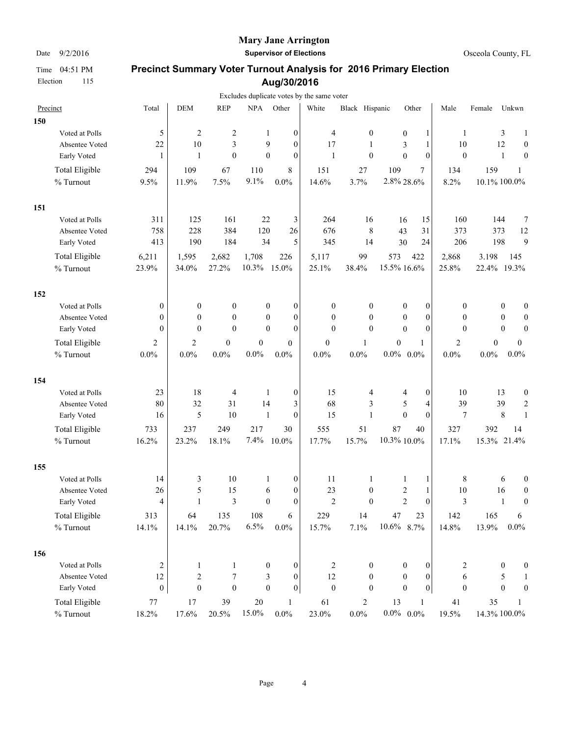# Mary Jane Arrington

**Supervisor of Elections**

Date 9/2/2016

Osceola County, FL

Time 04:51 PM

Election 115

## Precinct Summary Voter Turnout Analysis for 2016 Primary Election Aug/30/2016

Excludes duplicate votes by the same voter

| Precinct | Total | DEM | REP | NPA | Other | White | Black | Hispanic | Other | Male | Female | Unkwn |
|---|---|---|---|---|---|---|---|---|---|---|---|---|
| **150** | | | | | | | | | | | | |
| Voted at Polls | 5 | 2 | 2 | 1 | 0 | 4 | 0 | 0 | 1 | 1 | 3 | 1 |
| Absentee Voted | 22 | 10 | 3 | 9 | 0 | 17 | 1 | 3 | 1 | 10 | 12 | 0 |
| Early Voted | 1 | 1 | 0 | 0 | 0 | 1 | 0 | 0 | 0 | 0 | 1 | 0 |
| Total Eligible | 294 | 109 | 67 | 110 | 8 | 151 | 27 | 109 | 7 | 134 | 159 | 1 |
| % Turnout | 9.5% | 11.9% | 7.5% | 9.1% | 0.0% | 14.6% | 3.7% | 2.8% | 28.6% | 8.2% | 10.1% | 100.0% |
| **151** | | | | | | | | | | | | |
| Voted at Polls | 311 | 125 | 161 | 22 | 3 | 264 | 16 | 16 | 15 | 160 | 144 | 7 |
| Absentee Voted | 758 | 228 | 384 | 120 | 26 | 676 | 8 | 43 | 31 | 373 | 373 | 12 |
| Early Voted | 413 | 190 | 184 | 34 | 5 | 345 | 14 | 30 | 24 | 206 | 198 | 9 |
| Total Eligible | 6,211 | 1,595 | 2,682 | 1,708 | 226 | 5,117 | 99 | 573 | 422 | 2,868 | 3,198 | 145 |
| % Turnout | 23.9% | 34.0% | 27.2% | 10.3% | 15.0% | 25.1% | 38.4% | 15.5% | 16.6% | 25.8% | 22.4% | 19.3% |
| **152** | | | | | | | | | | | | |
| Voted at Polls | 0 | 0 | 0 | 0 | 0 | 0 | 0 | 0 | 0 | 0 | 0 | 0 |
| Absentee Voted | 0 | 0 | 0 | 0 | 0 | 0 | 0 | 0 | 0 | 0 | 0 | 0 |
| Early Voted | 0 | 0 | 0 | 0 | 0 | 0 | 0 | 0 | 0 | 0 | 0 | 0 |
| Total Eligible | 2 | 2 | 0 | 0 | 0 | 0 | 1 | 0 | 1 | 2 | 0 | 0 |
| % Turnout | 0.0% | 0.0% | 0.0% | 0.0% | 0.0% | 0.0% | 0.0% | 0.0% | 0.0% | 0.0% | 0.0% | 0.0% |
| **154** | | | | | | | | | | | | |
| Voted at Polls | 23 | 18 | 4 | 1 | 0 | 15 | 4 | 4 | 0 | 10 | 13 | 0 |
| Absentee Voted | 80 | 32 | 31 | 14 | 3 | 68 | 3 | 5 | 4 | 39 | 39 | 2 |
| Early Voted | 16 | 5 | 10 | 1 | 0 | 15 | 1 | 0 | 0 | 7 | 8 | 1 |
| Total Eligible | 733 | 237 | 249 | 217 | 30 | 555 | 51 | 87 | 40 | 327 | 392 | 14 |
| % Turnout | 16.2% | 23.2% | 18.1% | 7.4% | 10.0% | 17.7% | 15.7% | 10.3% | 10.0% | 17.1% | 15.3% | 21.4% |
| **155** | | | | | | | | | | | | |
| Voted at Polls | 14 | 3 | 10 | 1 | 0 | 11 | 1 | 1 | 1 | 8 | 6 | 0 |
| Absentee Voted | 26 | 5 | 15 | 6 | 0 | 23 | 0 | 2 | 1 | 10 | 16 | 0 |
| Early Voted | 4 | 1 | 3 | 0 | 0 | 2 | 0 | 2 | 0 | 3 | 1 | 0 |
| Total Eligible | 313 | 64 | 135 | 108 | 6 | 229 | 14 | 47 | 23 | 142 | 165 | 6 |
| % Turnout | 14.1% | 14.1% | 20.7% | 6.5% | 0.0% | 15.7% | 7.1% | 10.6% | 8.7% | 14.8% | 13.9% | 0.0% |
| **156** | | | | | | | | | | | | |
| Voted at Polls | 2 | 1 | 1 | 0 | 0 | 2 | 0 | 0 | 0 | 2 | 0 | 0 |
| Absentee Voted | 12 | 2 | 7 | 3 | 0 | 12 | 0 | 0 | 0 | 6 | 5 | 1 |
| Early Voted | 0 | 0 | 0 | 0 | 0 | 0 | 0 | 0 | 0 | 0 | 0 | 0 |
| Total Eligible | 77 | 17 | 39 | 20 | 1 | 61 | 2 | 13 | 1 | 41 | 35 | 1 |
| % Turnout | 18.2% | 17.6% | 20.5% | 15.0% | 0.0% | 23.0% | 0.0% | 0.0% | 0.0% | 19.5% | 14.3% | 100.0% |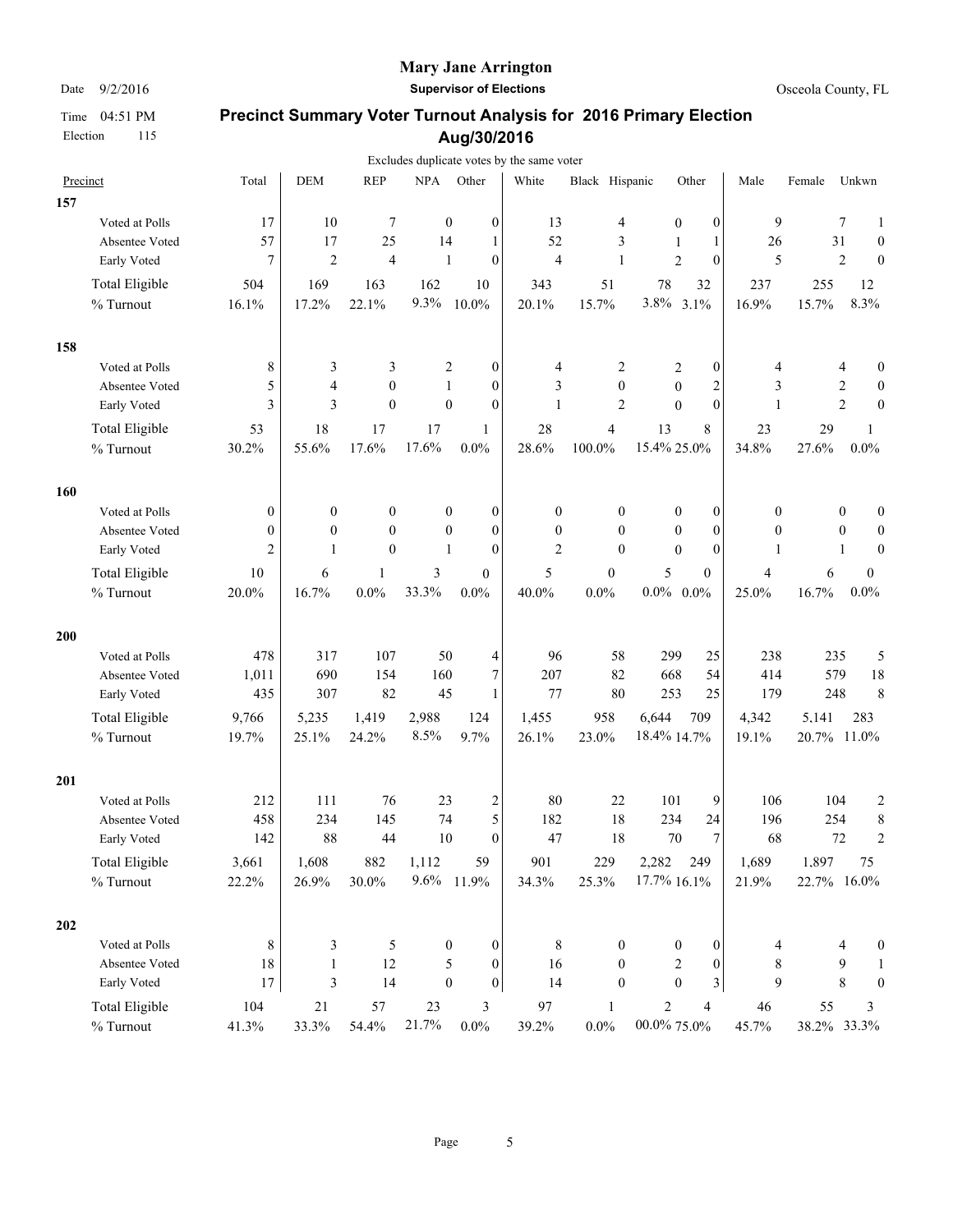# Mary Jane Arrington

**Supervisor of Elections**

Date 9/2/2016

Osceola County, FL

Time 04:51 PM

Election 115

## Precinct Summary Voter Turnout Analysis for 2016 Primary Election Aug/30/2016

Excludes duplicate votes by the same voter

| Precinct | Total | DEM | REP | NPA | Other | White | Black | Hispanic | Other | Male | Female | Unkwn |
|---|---|---|---|---|---|---|---|---|---|---|---|---|
| **157** | | | | | | | | | | | | |
| Voted at Polls | 17 | 10 | 7 | 0 | 0 | 13 | 4 | 0 | 0 | 9 | 7 | 1 |
| Absentee Voted | 57 | 17 | 25 | 14 | 1 | 52 | 3 | 1 | 1 | 26 | 31 | 0 |
| Early Voted | 7 | 2 | 4 | 1 | 0 | 4 | 1 | 2 | 0 | 5 | 2 | 0 |
| Total Eligible | 504 | 169 | 163 | 162 | 10 | 343 | 51 | 78 | 32 | 237 | 255 | 12 |
| % Turnout | 16.1% | 17.2% | 22.1% | 9.3% | 10.0% | 20.1% | 15.7% | 3.8% | 3.1% | 16.9% | 15.7% | 8.3% |
| **158** | | | | | | | | | | | | |
| Voted at Polls | 8 | 3 | 3 | 2 | 0 | 4 | 2 | 2 | 0 | 4 | 4 | 0 |
| Absentee Voted | 5 | 4 | 0 | 1 | 0 | 3 | 0 | 0 | 2 | 3 | 2 | 0 |
| Early Voted | 3 | 3 | 0 | 0 | 0 | 1 | 2 | 0 | 0 | 1 | 2 | 0 |
| Total Eligible | 53 | 18 | 17 | 17 | 1 | 28 | 4 | 13 | 8 | 23 | 29 | 1 |
| % Turnout | 30.2% | 55.6% | 17.6% | 17.6% | 0.0% | 28.6% | 100.0% | 15.4% | 25.0% | 34.8% | 27.6% | 0.0% |
| **160** | | | | | | | | | | | | |
| Voted at Polls | 0 | 0 | 0 | 0 | 0 | 0 | 0 | 0 | 0 | 0 | 0 | 0 |
| Absentee Voted | 0 | 0 | 0 | 0 | 0 | 0 | 0 | 0 | 0 | 0 | 0 | 0 |
| Early Voted | 2 | 1 | 0 | 1 | 0 | 2 | 0 | 0 | 0 | 1 | 1 | 0 |
| Total Eligible | 10 | 6 | 1 | 3 | 0 | 5 | 0 | 5 | 0 | 4 | 6 | 0 |
| % Turnout | 20.0% | 16.7% | 0.0% | 33.3% | 0.0% | 40.0% | 0.0% | 0.0% | 0.0% | 25.0% | 16.7% | 0.0% |
| **200** | | | | | | | | | | | | |
| Voted at Polls | 478 | 317 | 107 | 50 | 4 | 96 | 58 | 299 | 25 | 238 | 235 | 5 |
| Absentee Voted | 1,011 | 690 | 154 | 160 | 7 | 207 | 82 | 668 | 54 | 414 | 579 | 18 |
| Early Voted | 435 | 307 | 82 | 45 | 1 | 77 | 80 | 253 | 25 | 179 | 248 | 8 |
| Total Eligible | 9,766 | 5,235 | 1,419 | 2,988 | 124 | 1,455 | 958 | 6,644 | 709 | 4,342 | 5,141 | 283 |
| % Turnout | 19.7% | 25.1% | 24.2% | 8.5% | 9.7% | 26.1% | 23.0% | 18.4% | 14.7% | 19.1% | 20.7% | 11.0% |
| **201** | | | | | | | | | | | | |
| Voted at Polls | 212 | 111 | 76 | 23 | 2 | 80 | 22 | 101 | 9 | 106 | 104 | 2 |
| Absentee Voted | 458 | 234 | 145 | 74 | 5 | 182 | 18 | 234 | 24 | 196 | 254 | 8 |
| Early Voted | 142 | 88 | 44 | 10 | 0 | 47 | 18 | 70 | 7 | 68 | 72 | 2 |
| Total Eligible | 3,661 | 1,608 | 882 | 1,112 | 59 | 901 | 229 | 2,282 | 249 | 1,689 | 1,897 | 75 |
| % Turnout | 22.2% | 26.9% | 30.0% | 9.6% | 11.9% | 34.3% | 25.3% | 17.7% | 16.1% | 21.9% | 22.7% | 16.0% |
| **202** | | | | | | | | | | | | |
| Voted at Polls | 8 | 3 | 5 | 0 | 0 | 8 | 0 | 0 | 0 | 4 | 4 | 0 |
| Absentee Voted | 18 | 1 | 12 | 5 | 0 | 16 | 0 | 2 | 0 | 8 | 9 | 1 |
| Early Voted | 17 | 3 | 14 | 0 | 0 | 14 | 0 | 0 | 3 | 9 | 8 | 0 |
| Total Eligible | 104 | 21 | 57 | 23 | 3 | 97 | 1 | 2 | 4 | 46 | 55 | 3 |
| % Turnout | 41.3% | 33.3% | 54.4% | 21.7% | 0.0% | 39.2% | 0.0% | 00.0% | 75.0% | 45.7% | 38.2% | 33.3% |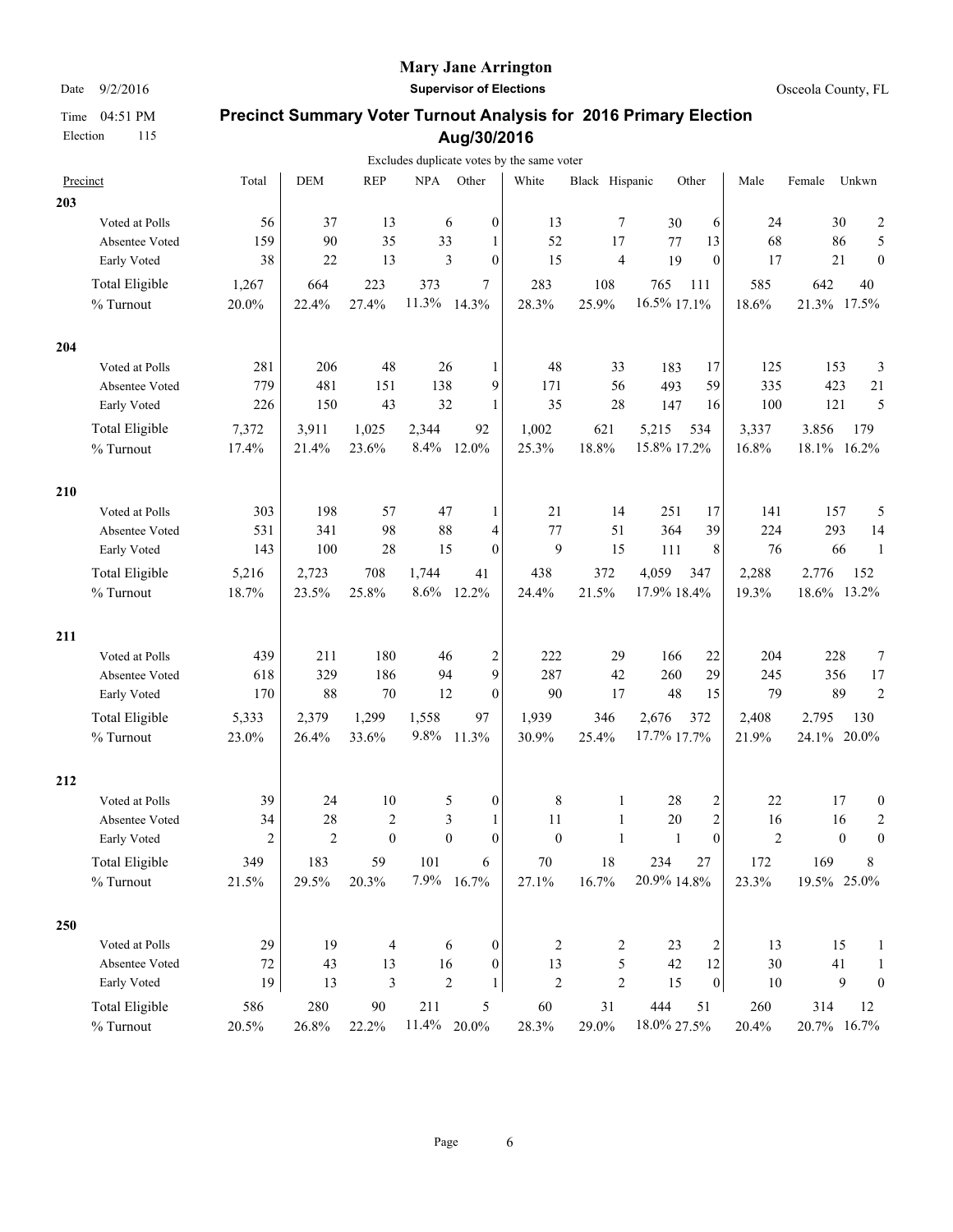**Mary Jane Arrington**

**Supervisor of Elections**

Date 9/2/2016 — Osceola County, FL

Time 04:51 PM

Election 115

## Precinct Summary Voter Turnout Analysis for 2016 Primary Election Aug/30/2016

Excludes duplicate votes by the same voter

| Precinct | Total | DEM | REP | NPA | Other | White | Black | Hispanic | Other | Male | Female | Unkwn |
|---|---|---|---|---|---|---|---|---|---|---|---|---|
| **203** | | | | | | | | | | | | |
| Voted at Polls | 56 | 37 | 13 | 6 | 0 | 13 | 7 | 30 | 6 | 24 | 30 | 2 |
| Absentee Voted | 159 | 90 | 35 | 33 | 1 | 52 | 17 | 77 | 13 | 68 | 86 | 5 |
| Early Voted | 38 | 22 | 13 | 3 | 0 | 15 | 4 | 19 | 0 | 17 | 21 | 0 |
| Total Eligible | 1,267 | 664 | 223 | 373 | 7 | 283 | 108 | 765 | 111 | 585 | 642 | 40 |
| % Turnout | 20.0% | 22.4% | 27.4% | 11.3% | 14.3% | 28.3% | 25.9% | 16.5% | 17.1% | 18.6% | 21.3% | 17.5% |
| **204** | | | | | | | | | | | | |
| Voted at Polls | 281 | 206 | 48 | 26 | 1 | 48 | 33 | 183 | 17 | 125 | 153 | 3 |
| Absentee Voted | 779 | 481 | 151 | 138 | 9 | 171 | 56 | 493 | 59 | 335 | 423 | 21 |
| Early Voted | 226 | 150 | 43 | 32 | 1 | 35 | 28 | 147 | 16 | 100 | 121 | 5 |
| Total Eligible | 7,372 | 3,911 | 1,025 | 2,344 | 92 | 1,002 | 621 | 5,215 | 534 | 3,337 | 3,856 | 179 |
| % Turnout | 17.4% | 21.4% | 23.6% | 8.4% | 12.0% | 25.3% | 18.8% | 15.8% | 17.2% | 16.8% | 18.1% | 16.2% |
| **210** | | | | | | | | | | | | |
| Voted at Polls | 303 | 198 | 57 | 47 | 1 | 21 | 14 | 251 | 17 | 141 | 157 | 5 |
| Absentee Voted | 531 | 341 | 98 | 88 | 4 | 77 | 51 | 364 | 39 | 224 | 293 | 14 |
| Early Voted | 143 | 100 | 28 | 15 | 0 | 9 | 15 | 111 | 8 | 76 | 66 | 1 |
| Total Eligible | 5,216 | 2,723 | 708 | 1,744 | 41 | 438 | 372 | 4,059 | 347 | 2,288 | 2,776 | 152 |
| % Turnout | 18.7% | 23.5% | 25.8% | 8.6% | 12.2% | 24.4% | 21.5% | 17.9% | 18.4% | 19.3% | 18.6% | 13.2% |
| **211** | | | | | | | | | | | | |
| Voted at Polls | 439 | 211 | 180 | 46 | 2 | 222 | 29 | 166 | 22 | 204 | 228 | 7 |
| Absentee Voted | 618 | 329 | 186 | 94 | 9 | 287 | 42 | 260 | 29 | 245 | 356 | 17 |
| Early Voted | 170 | 88 | 70 | 12 | 0 | 90 | 17 | 48 | 15 | 79 | 89 | 2 |
| Total Eligible | 5,333 | 2,379 | 1,299 | 1,558 | 97 | 1,939 | 346 | 2,676 | 372 | 2,408 | 2,795 | 130 |
| % Turnout | 23.0% | 26.4% | 33.6% | 9.8% | 11.3% | 30.9% | 25.4% | 17.7% | 17.7% | 21.9% | 24.1% | 20.0% |
| **212** | | | | | | | | | | | | |
| Voted at Polls | 39 | 24 | 10 | 5 | 0 | 8 | 1 | 28 | 2 | 22 | 17 | 0 |
| Absentee Voted | 34 | 28 | 2 | 3 | 1 | 11 | 1 | 20 | 2 | 16 | 16 | 2 |
| Early Voted | 2 | 2 | 0 | 0 | 0 | 0 | 1 | 1 | 0 | 2 | 0 | 0 |
| Total Eligible | 349 | 183 | 59 | 101 | 6 | 70 | 18 | 234 | 27 | 172 | 169 | 8 |
| % Turnout | 21.5% | 29.5% | 20.3% | 7.9% | 16.7% | 27.1% | 16.7% | 20.9% | 14.8% | 23.3% | 19.5% | 25.0% |
| **250** | | | | | | | | | | | | |
| Voted at Polls | 29 | 19 | 4 | 6 | 0 | 2 | 2 | 23 | 2 | 13 | 15 | 1 |
| Absentee Voted | 72 | 43 | 13 | 16 | 0 | 13 | 5 | 42 | 12 | 30 | 41 | 1 |
| Early Voted | 19 | 13 | 3 | 2 | 1 | 2 | 2 | 15 | 0 | 10 | 9 | 0 |
| Total Eligible | 586 | 280 | 90 | 211 | 5 | 60 | 31 | 444 | 51 | 260 | 314 | 12 |
| % Turnout | 20.5% | 26.8% | 22.2% | 11.4% | 20.0% | 28.3% | 29.0% | 18.0% | 27.5% | 20.4% | 20.7% | 16.7% |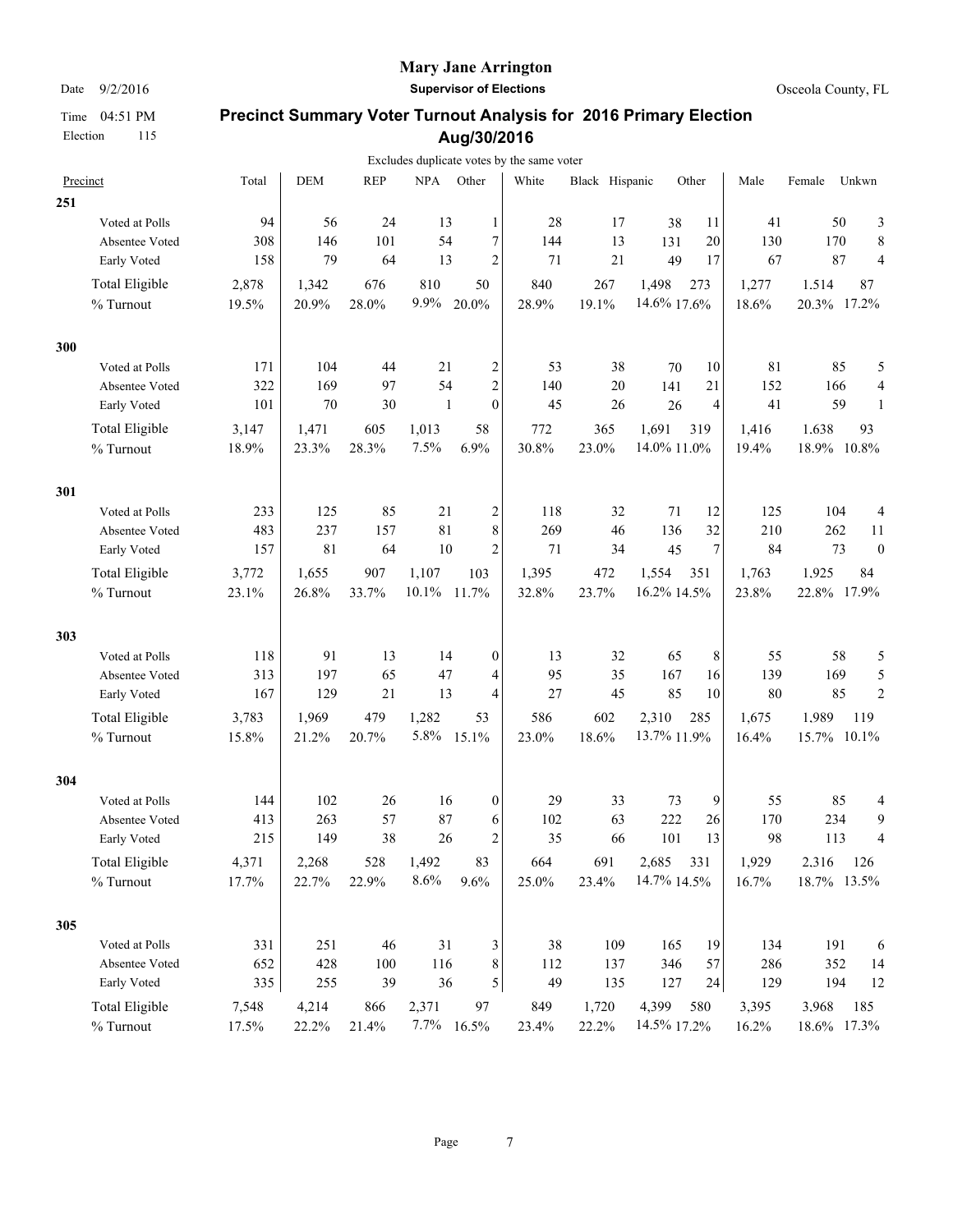# Mary Jane Arrington

**Supervisor of Elections**

Date 9/2/2016

Osceola County, FL

Time 04:51 PM

Election 115

## Precinct Summary Voter Turnout Analysis for 2016 Primary Election Aug/30/2016

Excludes duplicate votes by the same voter

| Precinct | Total | DEM | REP | NPA | Other | White | Black | Hispanic | Other | Male | Female | Unkwn |
|---|---|---|---|---|---|---|---|---|---|---|---|---|
| **251** | | | | | | | | | | | | |
| Voted at Polls | 94 | 56 | 24 | 13 | 1 | 28 | 17 | 38 | 11 | 41 | 50 | 3 |
| Absentee Voted | 308 | 146 | 101 | 54 | 7 | 144 | 13 | 131 | 20 | 130 | 170 | 8 |
| Early Voted | 158 | 79 | 64 | 13 | 2 | 71 | 21 | 49 | 17 | 67 | 87 | 4 |
| Total Eligible | 2,878 | 1,342 | 676 | 810 | 50 | 840 | 267 | 1,498 | 273 | 1,277 | 1,514 | 87 |
| % Turnout | 19.5% | 20.9% | 28.0% | 9.9% | 20.0% | 28.9% | 19.1% | 14.6% | 17.6% | 18.6% | 20.3% | 17.2% |
| **300** | | | | | | | | | | | | |
| Voted at Polls | 171 | 104 | 44 | 21 | 2 | 53 | 38 | 70 | 10 | 81 | 85 | 5 |
| Absentee Voted | 322 | 169 | 97 | 54 | 2 | 140 | 20 | 141 | 21 | 152 | 166 | 4 |
| Early Voted | 101 | 70 | 30 | 1 | 0 | 45 | 26 | 26 | 4 | 41 | 59 | 1 |
| Total Eligible | 3,147 | 1,471 | 605 | 1,013 | 58 | 772 | 365 | 1,691 | 319 | 1,416 | 1,638 | 93 |
| % Turnout | 18.9% | 23.3% | 28.3% | 7.5% | 6.9% | 30.8% | 23.0% | 14.0% | 11.0% | 19.4% | 18.9% | 10.8% |
| **301** | | | | | | | | | | | | |
| Voted at Polls | 233 | 125 | 85 | 21 | 2 | 118 | 32 | 71 | 12 | 125 | 104 | 4 |
| Absentee Voted | 483 | 237 | 157 | 81 | 8 | 269 | 46 | 136 | 32 | 210 | 262 | 11 |
| Early Voted | 157 | 81 | 64 | 10 | 2 | 71 | 34 | 45 | 7 | 84 | 73 | 0 |
| Total Eligible | 3,772 | 1,655 | 907 | 1,107 | 103 | 1,395 | 472 | 1,554 | 351 | 1,763 | 1,925 | 84 |
| % Turnout | 23.1% | 26.8% | 33.7% | 10.1% | 11.7% | 32.8% | 23.7% | 16.2% | 14.5% | 23.8% | 22.8% | 17.9% |
| **303** | | | | | | | | | | | | |
| Voted at Polls | 118 | 91 | 13 | 14 | 0 | 13 | 32 | 65 | 8 | 55 | 58 | 5 |
| Absentee Voted | 313 | 197 | 65 | 47 | 4 | 95 | 35 | 167 | 16 | 139 | 169 | 5 |
| Early Voted | 167 | 129 | 21 | 13 | 4 | 27 | 45 | 85 | 10 | 80 | 85 | 2 |
| Total Eligible | 3,783 | 1,969 | 479 | 1,282 | 53 | 586 | 602 | 2,310 | 285 | 1,675 | 1,989 | 119 |
| % Turnout | 15.8% | 21.2% | 20.7% | 5.8% | 15.1% | 23.0% | 18.6% | 13.7% | 11.9% | 16.4% | 15.7% | 10.1% |
| **304** | | | | | | | | | | | | |
| Voted at Polls | 144 | 102 | 26 | 16 | 0 | 29 | 33 | 73 | 9 | 55 | 85 | 4 |
| Absentee Voted | 413 | 263 | 57 | 87 | 6 | 102 | 63 | 222 | 26 | 170 | 234 | 9 |
| Early Voted | 215 | 149 | 38 | 26 | 2 | 35 | 66 | 101 | 13 | 98 | 113 | 4 |
| Total Eligible | 4,371 | 2,268 | 528 | 1,492 | 83 | 664 | 691 | 2,685 | 331 | 1,929 | 2,316 | 126 |
| % Turnout | 17.7% | 22.7% | 22.9% | 8.6% | 9.6% | 25.0% | 23.4% | 14.7% | 14.5% | 16.7% | 18.7% | 13.5% |
| **305** | | | | | | | | | | | | |
| Voted at Polls | 331 | 251 | 46 | 31 | 3 | 38 | 109 | 165 | 19 | 134 | 191 | 6 |
| Absentee Voted | 652 | 428 | 100 | 116 | 8 | 112 | 137 | 346 | 57 | 286 | 352 | 14 |
| Early Voted | 335 | 255 | 39 | 36 | 5 | 49 | 135 | 127 | 24 | 129 | 194 | 12 |
| Total Eligible | 7,548 | 4,214 | 866 | 2,371 | 97 | 849 | 1,720 | 4,399 | 580 | 3,395 | 3,968 | 185 |
| % Turnout | 17.5% | 22.2% | 21.4% | 7.7% | 16.5% | 23.4% | 22.2% | 14.5% | 17.2% | 16.2% | 18.6% | 17.3% |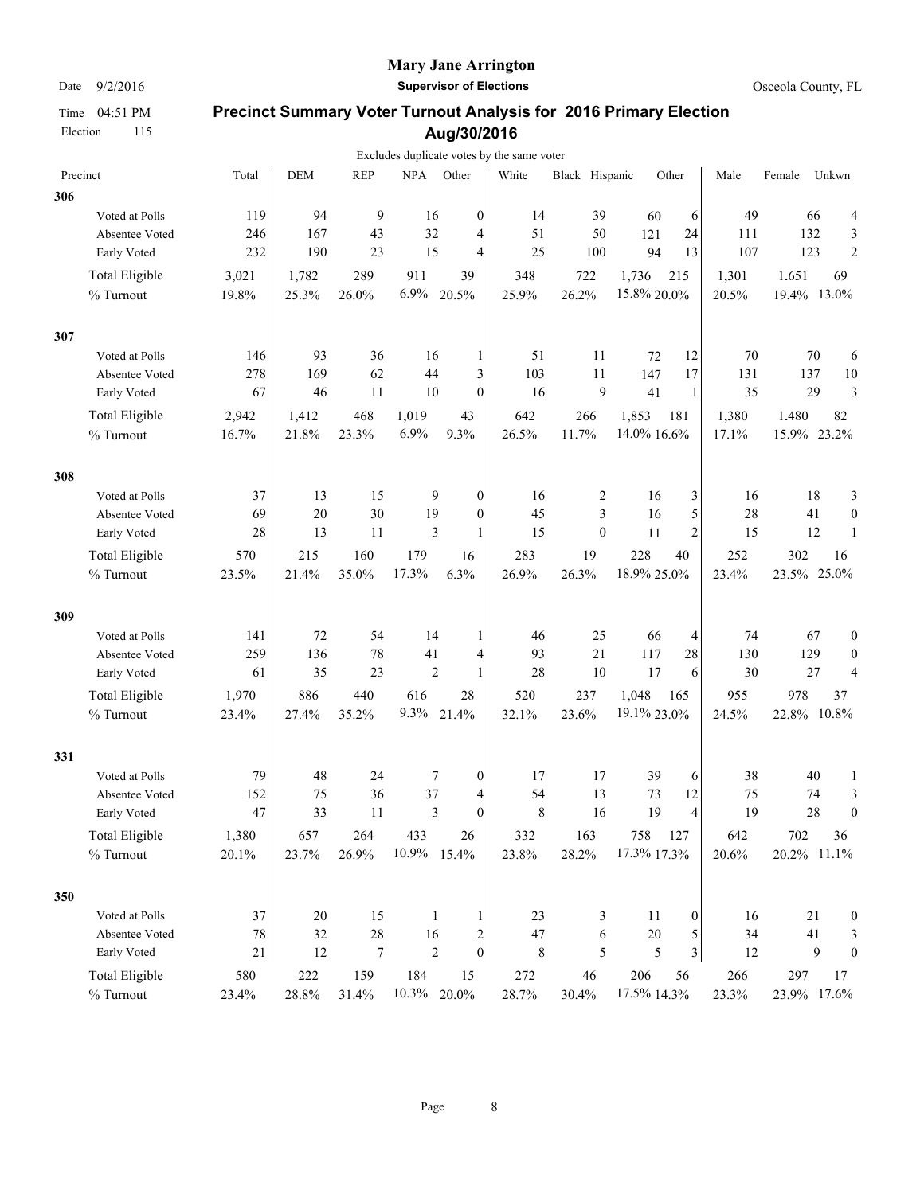**Mary Jane Arrington**

**Supervisor of Elections**

Date 9/2/2016

Osceola County, FL

Time 04:51 PM

Election 115

## Precinct Summary Voter Turnout Analysis for 2016 Primary Election Aug/30/2016

Excludes duplicate votes by the same voter

| Precinct | Total | DEM | REP | NPA | Other | White | Black | Hispanic | Other | Male | Female | Unkwn |
|---|---|---|---|---|---|---|---|---|---|---|---|---|
| **306** | | | | | | | | | | | | |
| Voted at Polls | 119 | 94 | 9 | 16 | 0 | 14 | 39 | 60 | 6 | 49 | 66 | 4 |
| Absentee Voted | 246 | 167 | 43 | 32 | 4 | 51 | 50 | 121 | 24 | 111 | 132 | 3 |
| Early Voted | 232 | 190 | 23 | 15 | 4 | 25 | 100 | 94 | 13 | 107 | 123 | 2 |
| Total Eligible | 3,021 | 1,782 | 289 | 911 | 39 | 348 | 722 | 1,736 | 215 | 1,301 | 1.651 | 69 |
| % Turnout | 19.8% | 25.3% | 26.0% | 6.9% | 20.5% | 25.9% | 26.2% | 15.8% | 20.0% | 20.5% | 19.4% | 13.0% |
| **307** | | | | | | | | | | | | |
| Voted at Polls | 146 | 93 | 36 | 16 | 1 | 51 | 11 | 72 | 12 | 70 | 70 | 6 |
| Absentee Voted | 278 | 169 | 62 | 44 | 3 | 103 | 11 | 147 | 17 | 131 | 137 | 10 |
| Early Voted | 67 | 46 | 11 | 10 | 0 | 16 | 9 | 41 | 1 | 35 | 29 | 3 |
| Total Eligible | 2,942 | 1,412 | 468 | 1,019 | 43 | 642 | 266 | 1,853 | 181 | 1,380 | 1.480 | 82 |
| % Turnout | 16.7% | 21.8% | 23.3% | 6.9% | 9.3% | 26.5% | 11.7% | 14.0% | 16.6% | 17.1% | 15.9% | 23.2% |
| **308** | | | | | | | | | | | | |
| Voted at Polls | 37 | 13 | 15 | 9 | 0 | 16 | 2 | 16 | 3 | 16 | 18 | 3 |
| Absentee Voted | 69 | 20 | 30 | 19 | 0 | 45 | 3 | 16 | 5 | 28 | 41 | 0 |
| Early Voted | 28 | 13 | 11 | 3 | 1 | 15 | 0 | 11 | 2 | 15 | 12 | 1 |
| Total Eligible | 570 | 215 | 160 | 179 | 16 | 283 | 19 | 228 | 40 | 252 | 302 | 16 |
| % Turnout | 23.5% | 21.4% | 35.0% | 17.3% | 6.3% | 26.9% | 26.3% | 18.9% | 25.0% | 23.4% | 23.5% | 25.0% |
| **309** | | | | | | | | | | | | |
| Voted at Polls | 141 | 72 | 54 | 14 | 1 | 46 | 25 | 66 | 4 | 74 | 67 | 0 |
| Absentee Voted | 259 | 136 | 78 | 41 | 4 | 93 | 21 | 117 | 28 | 130 | 129 | 0 |
| Early Voted | 61 | 35 | 23 | 2 | 1 | 28 | 10 | 17 | 6 | 30 | 27 | 4 |
| Total Eligible | 1,970 | 886 | 440 | 616 | 28 | 520 | 237 | 1,048 | 165 | 955 | 978 | 37 |
| % Turnout | 23.4% | 27.4% | 35.2% | 9.3% | 21.4% | 32.1% | 23.6% | 19.1% | 23.0% | 24.5% | 22.8% | 10.8% |
| **331** | | | | | | | | | | | | |
| Voted at Polls | 79 | 48 | 24 | 7 | 0 | 17 | 17 | 39 | 6 | 38 | 40 | 1 |
| Absentee Voted | 152 | 75 | 36 | 37 | 4 | 54 | 13 | 73 | 12 | 75 | 74 | 3 |
| Early Voted | 47 | 33 | 11 | 3 | 0 | 8 | 16 | 19 | 4 | 19 | 28 | 0 |
| Total Eligible | 1,380 | 657 | 264 | 433 | 26 | 332 | 163 | 758 | 127 | 642 | 702 | 36 |
| % Turnout | 20.1% | 23.7% | 26.9% | 10.9% | 15.4% | 23.8% | 28.2% | 17.3% | 17.3% | 20.6% | 20.2% | 11.1% |
| **350** | | | | | | | | | | | | |
| Voted at Polls | 37 | 20 | 15 | 1 | 1 | 23 | 3 | 11 | 0 | 16 | 21 | 0 |
| Absentee Voted | 78 | 32 | 28 | 16 | 2 | 47 | 6 | 20 | 5 | 34 | 41 | 3 |
| Early Voted | 21 | 12 | 7 | 2 | 0 | 8 | 5 | 5 | 3 | 12 | 9 | 0 |
| Total Eligible | 580 | 222 | 159 | 184 | 15 | 272 | 46 | 206 | 56 | 266 | 297 | 17 |
| % Turnout | 23.4% | 28.8% | 31.4% | 10.3% | 20.0% | 28.7% | 30.4% | 17.5% | 14.3% | 23.3% | 23.9% | 17.6% |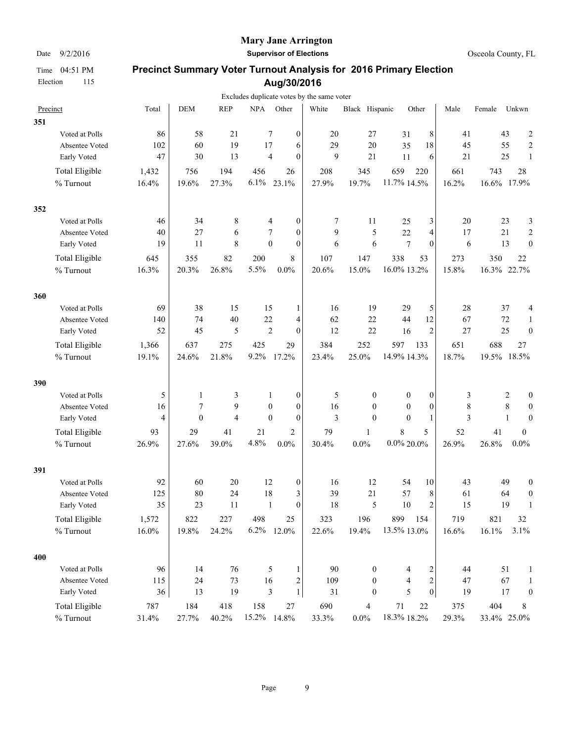# Mary Jane Arrington

**Supervisor of Elections**

Date 9/2/2016

Osceola County, FL

Time 04:51 PM

Election 115

## Precinct Summary Voter Turnout Analysis for 2016 Primary Election Aug/30/2016

Excludes duplicate votes by the same voter

| Precinct | Total | DEM | REP | NPA | Other | White | Black | Hispanic | Other | Male | Female | Unkwn |
|---|---|---|---|---|---|---|---|---|---|---|---|---|
| **351** | | | | | | | | | | | | |
| Voted at Polls | 86 | 58 | 21 | 7 | 0 | 20 | 27 | 31 | 8 | 41 | 43 | 2 |
| Absentee Voted | 102 | 60 | 19 | 17 | 6 | 29 | 20 | 35 | 18 | 45 | 55 | 2 |
| Early Voted | 47 | 30 | 13 | 4 | 0 | 9 | 21 | 11 | 6 | 21 | 25 | 1 |
| Total Eligible | 1,432 | 756 | 194 | 456 | 26 | 208 | 345 | 659 | 220 | 661 | 743 | 28 |
| % Turnout | 16.4% | 19.6% | 27.3% | 6.1% | 23.1% | 27.9% | 19.7% | 11.7% | 14.5% | 16.2% | 16.6% | 17.9% |
| **352** | | | | | | | | | | | | |
| Voted at Polls | 46 | 34 | 8 | 4 | 0 | 7 | 11 | 25 | 3 | 20 | 23 | 3 |
| Absentee Voted | 40 | 27 | 6 | 7 | 0 | 9 | 5 | 22 | 4 | 17 | 21 | 2 |
| Early Voted | 19 | 11 | 8 | 0 | 0 | 6 | 6 | 7 | 0 | 6 | 13 | 0 |
| Total Eligible | 645 | 355 | 82 | 200 | 8 | 107 | 147 | 338 | 53 | 273 | 350 | 22 |
| % Turnout | 16.3% | 20.3% | 26.8% | 5.5% | 0.0% | 20.6% | 15.0% | 16.0% | 13.2% | 15.8% | 16.3% | 22.7% |
| **360** | | | | | | | | | | | | |
| Voted at Polls | 69 | 38 | 15 | 15 | 1 | 16 | 19 | 29 | 5 | 28 | 37 | 4 |
| Absentee Voted | 140 | 74 | 40 | 22 | 4 | 62 | 22 | 44 | 12 | 67 | 72 | 1 |
| Early Voted | 52 | 45 | 5 | 2 | 0 | 12 | 22 | 16 | 2 | 27 | 25 | 0 |
| Total Eligible | 1,366 | 637 | 275 | 425 | 29 | 384 | 252 | 597 | 133 | 651 | 688 | 27 |
| % Turnout | 19.1% | 24.6% | 21.8% | 9.2% | 17.2% | 23.4% | 25.0% | 14.9% | 14.3% | 18.7% | 19.5% | 18.5% |
| **390** | | | | | | | | | | | | |
| Voted at Polls | 5 | 1 | 3 | 1 | 0 | 5 | 0 | 0 | 0 | 3 | 2 | 0 |
| Absentee Voted | 16 | 7 | 9 | 0 | 0 | 16 | 0 | 0 | 0 | 8 | 8 | 0 |
| Early Voted | 4 | 0 | 4 | 0 | 0 | 3 | 0 | 0 | 1 | 3 | 1 | 0 |
| Total Eligible | 93 | 29 | 41 | 21 | 2 | 79 | 1 | 8 | 5 | 52 | 41 | 0 |
| % Turnout | 26.9% | 27.6% | 39.0% | 4.8% | 0.0% | 30.4% | 0.0% | 0.0% | 20.0% | 26.9% | 26.8% | 0.0% |
| **391** | | | | | | | | | | | | |
| Voted at Polls | 92 | 60 | 20 | 12 | 0 | 16 | 12 | 54 | 10 | 43 | 49 | 0 |
| Absentee Voted | 125 | 80 | 24 | 18 | 3 | 39 | 21 | 57 | 8 | 61 | 64 | 0 |
| Early Voted | 35 | 23 | 11 | 1 | 0 | 18 | 5 | 10 | 2 | 15 | 19 | 1 |
| Total Eligible | 1,572 | 822 | 227 | 498 | 25 | 323 | 196 | 899 | 154 | 719 | 821 | 32 |
| % Turnout | 16.0% | 19.8% | 24.2% | 6.2% | 12.0% | 22.6% | 19.4% | 13.5% | 13.0% | 16.6% | 16.1% | 3.1% |
| **400** | | | | | | | | | | | | |
| Voted at Polls | 96 | 14 | 76 | 5 | 1 | 90 | 0 | 4 | 2 | 44 | 51 | 1 |
| Absentee Voted | 115 | 24 | 73 | 16 | 2 | 109 | 0 | 4 | 2 | 47 | 67 | 1 |
| Early Voted | 36 | 13 | 19 | 3 | 1 | 31 | 0 | 5 | 0 | 19 | 17 | 0 |
| Total Eligible | 787 | 184 | 418 | 158 | 27 | 690 | 4 | 71 | 22 | 375 | 404 | 8 |
| % Turnout | 31.4% | 27.7% | 40.2% | 15.2% | 14.8% | 33.3% | 0.0% | 18.3% | 18.2% | 29.3% | 33.4% | 25.0% |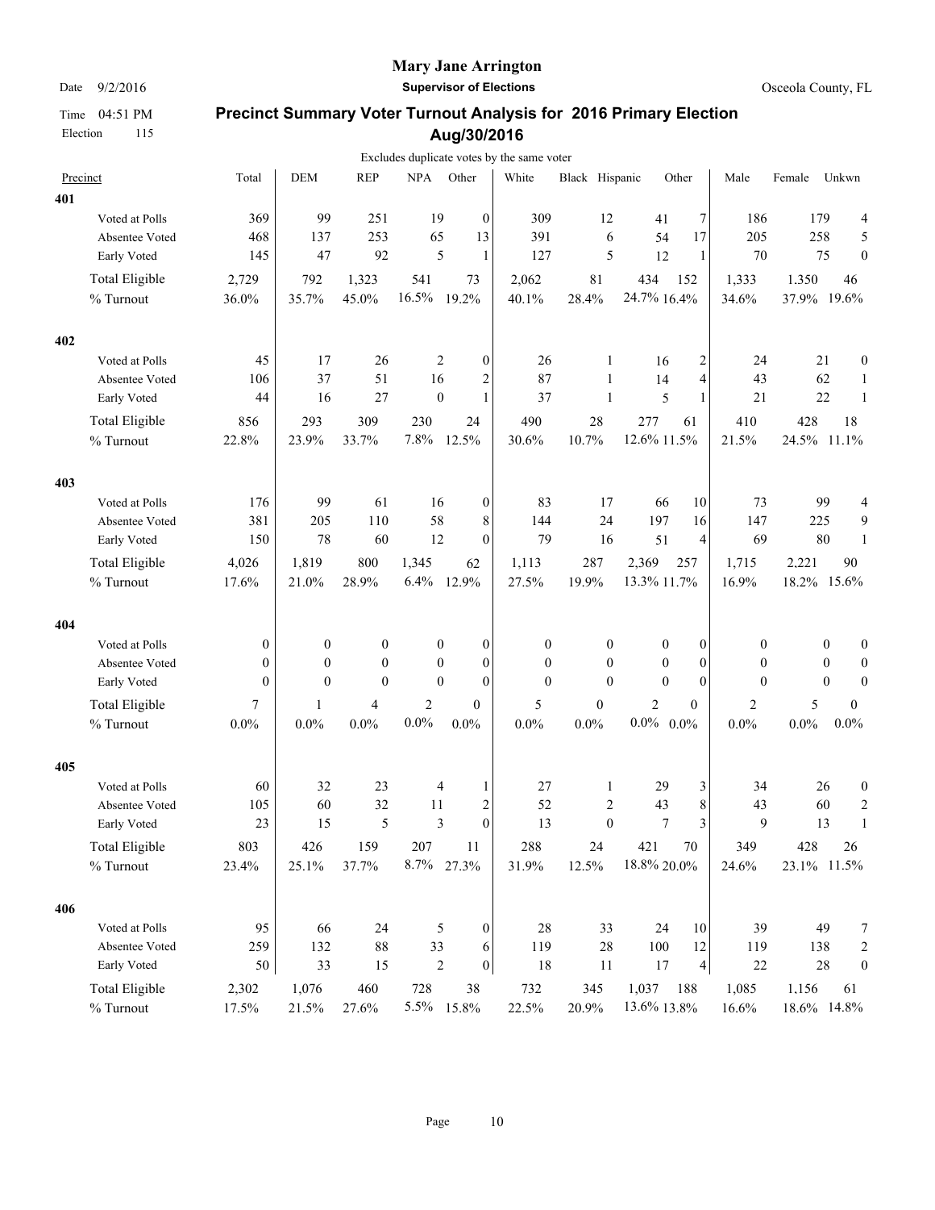# Mary Jane Arrington

**Supervisor of Elections**

Date 9/2/2016

Time 04:51 PM

Election 115

Osceola County, FL

## Precinct Summary Voter Turnout Analysis for 2016 Primary Election Aug/30/2016

Excludes duplicate votes by the same voter

| Precinct | Total | DEM | REP | NPA | Other | White | Black | Hispanic | Other | Male | Female | Unkwn |
|---|---|---|---|---|---|---|---|---|---|---|---|---|
| **401** | | | | | | | | | | | | |
| Voted at Polls | 369 | 99 | 251 | 19 | 0 | 309 | 12 | 41 | 7 | 186 | 179 | 4 |
| Absentee Voted | 468 | 137 | 253 | 65 | 13 | 391 | 6 | 54 | 17 | 205 | 258 | 5 |
| Early Voted | 145 | 47 | 92 | 5 | 1 | 127 | 5 | 12 | 1 | 70 | 75 | 0 |
| Total Eligible | 2,729 | 792 | 1,323 | 541 | 73 | 2,062 | 81 | 434 | 152 | 1,333 | 1,350 | 46 |
| % Turnout | 36.0% | 35.7% | 45.0% | 16.5% | 19.2% | 40.1% | 28.4% | 24.7% | 16.4% | 34.6% | 37.9% | 19.6% |
| **402** | | | | | | | | | | | | |
| Voted at Polls | 45 | 17 | 26 | 2 | 0 | 26 | 1 | 16 | 2 | 24 | 21 | 0 |
| Absentee Voted | 106 | 37 | 51 | 16 | 2 | 87 | 1 | 14 | 4 | 43 | 62 | 1 |
| Early Voted | 44 | 16 | 27 | 0 | 1 | 37 | 1 | 5 | 1 | 21 | 22 | 1 |
| Total Eligible | 856 | 293 | 309 | 230 | 24 | 490 | 28 | 277 | 61 | 410 | 428 | 18 |
| % Turnout | 22.8% | 23.9% | 33.7% | 7.8% | 12.5% | 30.6% | 10.7% | 12.6% | 11.5% | 21.5% | 24.5% | 11.1% |
| **403** | | | | | | | | | | | | |
| Voted at Polls | 176 | 99 | 61 | 16 | 0 | 83 | 17 | 66 | 10 | 73 | 99 | 4 |
| Absentee Voted | 381 | 205 | 110 | 58 | 8 | 144 | 24 | 197 | 16 | 147 | 225 | 9 |
| Early Voted | 150 | 78 | 60 | 12 | 0 | 79 | 16 | 51 | 4 | 69 | 80 | 1 |
| Total Eligible | 4,026 | 1,819 | 800 | 1,345 | 62 | 1,113 | 287 | 2,369 | 257 | 1,715 | 2,221 | 90 |
| % Turnout | 17.6% | 21.0% | 28.9% | 6.4% | 12.9% | 27.5% | 19.9% | 13.3% | 11.7% | 16.9% | 18.2% | 15.6% |
| **404** | | | | | | | | | | | | |
| Voted at Polls | 0 | 0 | 0 | 0 | 0 | 0 | 0 | 0 | 0 | 0 | 0 | 0 |
| Absentee Voted | 0 | 0 | 0 | 0 | 0 | 0 | 0 | 0 | 0 | 0 | 0 | 0 |
| Early Voted | 0 | 0 | 0 | 0 | 0 | 0 | 0 | 0 | 0 | 0 | 0 | 0 |
| Total Eligible | 7 | 1 | 4 | 2 | 0 | 5 | 0 | 2 | 0 | 2 | 5 | 0 |
| % Turnout | 0.0% | 0.0% | 0.0% | 0.0% | 0.0% | 0.0% | 0.0% | 0.0% | 0.0% | 0.0% | 0.0% | 0.0% |
| **405** | | | | | | | | | | | | |
| Voted at Polls | 60 | 32 | 23 | 4 | 1 | 27 | 1 | 29 | 3 | 34 | 26 | 0 |
| Absentee Voted | 105 | 60 | 32 | 11 | 2 | 52 | 2 | 43 | 8 | 43 | 60 | 2 |
| Early Voted | 23 | 15 | 5 | 3 | 0 | 13 | 0 | 7 | 3 | 9 | 13 | 1 |
| Total Eligible | 803 | 426 | 159 | 207 | 11 | 288 | 24 | 421 | 70 | 349 | 428 | 26 |
| % Turnout | 23.4% | 25.1% | 37.7% | 8.7% | 27.3% | 31.9% | 12.5% | 18.8% | 20.0% | 24.6% | 23.1% | 11.5% |
| **406** | | | | | | | | | | | | |
| Voted at Polls | 95 | 66 | 24 | 5 | 0 | 28 | 33 | 24 | 10 | 39 | 49 | 7 |
| Absentee Voted | 259 | 132 | 88 | 33 | 6 | 119 | 28 | 100 | 12 | 119 | 138 | 2 |
| Early Voted | 50 | 33 | 15 | 2 | 0 | 18 | 11 | 17 | 4 | 22 | 28 | 0 |
| Total Eligible | 2,302 | 1,076 | 460 | 728 | 38 | 732 | 345 | 1,037 | 188 | 1,085 | 1,156 | 61 |
| % Turnout | 17.5% | 21.5% | 27.6% | 5.5% | 15.8% | 22.5% | 20.9% | 13.6% | 13.8% | 16.6% | 18.6% | 14.8% |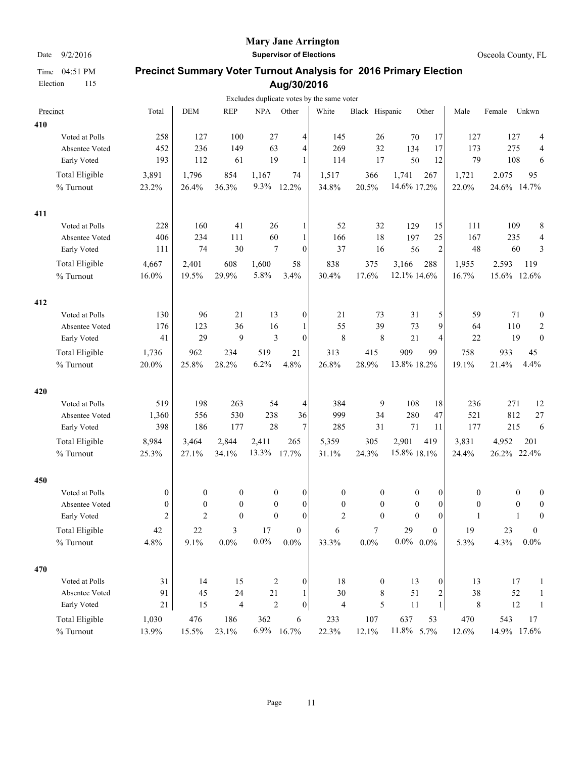# Mary Jane Arrington

**Supervisor of Elections**

Date 9/2/2016

Osceola County, FL

Time 04:51 PM

Election 115

## Precinct Summary Voter Turnout Analysis for 2016 Primary Election Aug/30/2016

Excludes duplicate votes by the same voter

| Precinct | Total | DEM | REP | NPA | Other | White | Black | Hispanic | Other | Male | Female | Unkwn |
|---|---|---|---|---|---|---|---|---|---|---|---|---|
| **410** | | | | | | | | | | | | |
| Voted at Polls | 258 | 127 | 100 | 27 | 4 | 145 | 26 | 70 | 17 | 127 | 127 | 4 |
| Absentee Voted | 452 | 236 | 149 | 63 | 4 | 269 | 32 | 134 | 17 | 173 | 275 | 4 |
| Early Voted | 193 | 112 | 61 | 19 | 1 | 114 | 17 | 50 | 12 | 79 | 108 | 6 |
| Total Eligible | 3,891 | 1,796 | 854 | 1,167 | 74 | 1,517 | 366 | 1,741 | 267 | 1,721 | 2,075 | 95 |
| % Turnout | 23.2% | 26.4% | 36.3% | 9.3% | 12.2% | 34.8% | 20.5% | 14.6% | 17.2% | 22.0% | 24.6% | 14.7% |
| **411** | | | | | | | | | | | | |
| Voted at Polls | 228 | 160 | 41 | 26 | 1 | 52 | 32 | 129 | 15 | 111 | 109 | 8 |
| Absentee Voted | 406 | 234 | 111 | 60 | 1 | 166 | 18 | 197 | 25 | 167 | 235 | 4 |
| Early Voted | 111 | 74 | 30 | 7 | 0 | 37 | 16 | 56 | 2 | 48 | 60 | 3 |
| Total Eligible | 4,667 | 2,401 | 608 | 1,600 | 58 | 838 | 375 | 3,166 | 288 | 1,955 | 2,593 | 119 |
| % Turnout | 16.0% | 19.5% | 29.9% | 5.8% | 3.4% | 30.4% | 17.6% | 12.1% | 14.6% | 16.7% | 15.6% | 12.6% |
| **412** | | | | | | | | | | | | |
| Voted at Polls | 130 | 96 | 21 | 13 | 0 | 21 | 73 | 31 | 5 | 59 | 71 | 0 |
| Absentee Voted | 176 | 123 | 36 | 16 | 1 | 55 | 39 | 73 | 9 | 64 | 110 | 2 |
| Early Voted | 41 | 29 | 9 | 3 | 0 | 8 | 8 | 21 | 4 | 22 | 19 | 0 |
| Total Eligible | 1,736 | 962 | 234 | 519 | 21 | 313 | 415 | 909 | 99 | 758 | 933 | 45 |
| % Turnout | 20.0% | 25.8% | 28.2% | 6.2% | 4.8% | 26.8% | 28.9% | 13.8% | 18.2% | 19.1% | 21.4% | 4.4% |
| **420** | | | | | | | | | | | | |
| Voted at Polls | 519 | 198 | 263 | 54 | 4 | 384 | 9 | 108 | 18 | 236 | 271 | 12 |
| Absentee Voted | 1,360 | 556 | 530 | 238 | 36 | 999 | 34 | 280 | 47 | 521 | 812 | 27 |
| Early Voted | 398 | 186 | 177 | 28 | 7 | 285 | 31 | 71 | 11 | 177 | 215 | 6 |
| Total Eligible | 8,984 | 3,464 | 2,844 | 2,411 | 265 | 5,359 | 305 | 2,901 | 419 | 3,831 | 4,952 | 201 |
| % Turnout | 25.3% | 27.1% | 34.1% | 13.3% | 17.7% | 31.1% | 24.3% | 15.8% | 18.1% | 24.4% | 26.2% | 22.4% |
| **450** | | | | | | | | | | | | |
| Voted at Polls | 0 | 0 | 0 | 0 | 0 | 0 | 0 | 0 | 0 | 0 | 0 | 0 |
| Absentee Voted | 0 | 0 | 0 | 0 | 0 | 0 | 0 | 0 | 0 | 0 | 0 | 0 |
| Early Voted | 2 | 2 | 0 | 0 | 0 | 2 | 0 | 0 | 0 | 1 | 1 | 0 |
| Total Eligible | 42 | 22 | 3 | 17 | 0 | 6 | 7 | 29 | 0 | 19 | 23 | 0 |
| % Turnout | 4.8% | 9.1% | 0.0% | 0.0% | 0.0% | 33.3% | 0.0% | 0.0% | 0.0% | 5.3% | 4.3% | 0.0% |
| **470** | | | | | | | | | | | | |
| Voted at Polls | 31 | 14 | 15 | 2 | 0 | 18 | 0 | 13 | 0 | 13 | 17 | 1 |
| Absentee Voted | 91 | 45 | 24 | 21 | 1 | 30 | 8 | 51 | 2 | 38 | 52 | 1 |
| Early Voted | 21 | 15 | 4 | 2 | 0 | 4 | 5 | 11 | 1 | 8 | 12 | 1 |
| Total Eligible | 1,030 | 476 | 186 | 362 | 6 | 233 | 107 | 637 | 53 | 470 | 543 | 17 |
| % Turnout | 13.9% | 15.5% | 23.1% | 6.9% | 16.7% | 22.3% | 12.1% | 11.8% | 5.7% | 12.6% | 14.9% | 17.6% |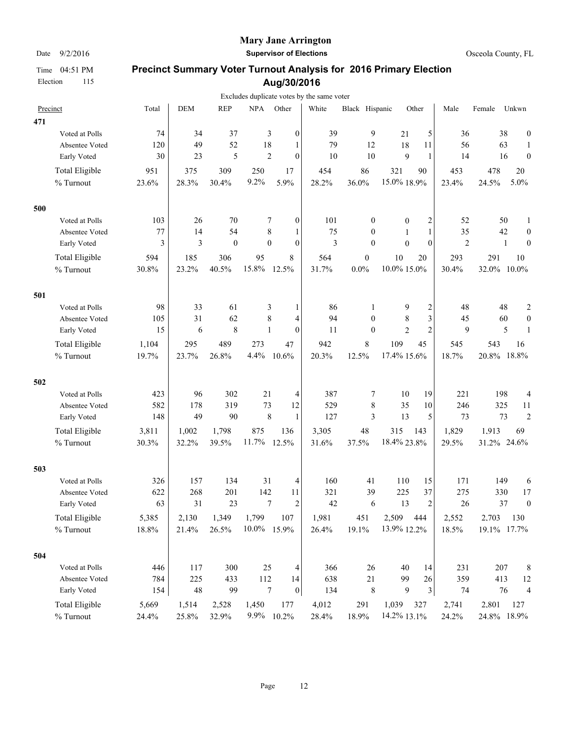# Mary Jane Arrington

**Supervisor of Elections**

Date 9/2/2016 — Osceola County, FL

Time 04:51 PM

Election 115

## Precinct Summary Voter Turnout Analysis for 2016 Primary Election Aug/30/2016

Excludes duplicate votes by the same voter

| Precinct | Total | DEM | REP | NPA | Other | White | Black | Hispanic | Other | Male | Female | Unkwn |
|---|---|---|---|---|---|---|---|---|---|---|---|---|
| **471** | | | | | | | | | | | | |
| Voted at Polls | 74 | 34 | 37 | 3 | 0 | 39 | 9 | 21 | 5 | 36 | 38 | 0 |
| Absentee Voted | 120 | 49 | 52 | 18 | 1 | 79 | 12 | 18 | 11 | 56 | 63 | 1 |
| Early Voted | 30 | 23 | 5 | 2 | 0 | 10 | 10 | 9 | 1 | 14 | 16 | 0 |
| Total Eligible | 951 | 375 | 309 | 250 | 17 | 454 | 86 | 321 | 90 | 453 | 478 | 20 |
| % Turnout | 23.6% | 28.3% | 30.4% | 9.2% | 5.9% | 28.2% | 36.0% | 15.0% | 18.9% | 23.4% | 24.5% | 5.0% |
| **500** | | | | | | | | | | | | |
| Voted at Polls | 103 | 26 | 70 | 7 | 0 | 101 | 0 | 0 | 2 | 52 | 50 | 1 |
| Absentee Voted | 77 | 14 | 54 | 8 | 1 | 75 | 0 | 1 | 1 | 35 | 42 | 0 |
| Early Voted | 3 | 3 | 0 | 0 | 0 | 3 | 0 | 0 | 0 | 2 | 1 | 0 |
| Total Eligible | 594 | 185 | 306 | 95 | 8 | 564 | 0 | 10 | 20 | 293 | 291 | 10 |
| % Turnout | 30.8% | 23.2% | 40.5% | 15.8% | 12.5% | 31.7% | 0.0% | 10.0% | 15.0% | 30.4% | 32.0% | 10.0% |
| **501** | | | | | | | | | | | | |
| Voted at Polls | 98 | 33 | 61 | 3 | 1 | 86 | 1 | 9 | 2 | 48 | 48 | 2 |
| Absentee Voted | 105 | 31 | 62 | 8 | 4 | 94 | 0 | 8 | 3 | 45 | 60 | 0 |
| Early Voted | 15 | 6 | 8 | 1 | 0 | 11 | 0 | 2 | 2 | 9 | 5 | 1 |
| Total Eligible | 1,104 | 295 | 489 | 273 | 47 | 942 | 8 | 109 | 45 | 545 | 543 | 16 |
| % Turnout | 19.7% | 23.7% | 26.8% | 4.4% | 10.6% | 20.3% | 12.5% | 17.4% | 15.6% | 18.7% | 20.8% | 18.8% |
| **502** | | | | | | | | | | | | |
| Voted at Polls | 423 | 96 | 302 | 21 | 4 | 387 | 7 | 10 | 19 | 221 | 198 | 4 |
| Absentee Voted | 582 | 178 | 319 | 73 | 12 | 529 | 8 | 35 | 10 | 246 | 325 | 11 |
| Early Voted | 148 | 49 | 90 | 8 | 1 | 127 | 3 | 13 | 5 | 73 | 73 | 2 |
| Total Eligible | 3,811 | 1,002 | 1,798 | 875 | 136 | 3,305 | 48 | 315 | 143 | 1,829 | 1,913 | 69 |
| % Turnout | 30.3% | 32.2% | 39.5% | 11.7% | 12.5% | 31.6% | 37.5% | 18.4% | 23.8% | 29.5% | 31.2% | 24.6% |
| **503** | | | | | | | | | | | | |
| Voted at Polls | 326 | 157 | 134 | 31 | 4 | 160 | 41 | 110 | 15 | 171 | 149 | 6 |
| Absentee Voted | 622 | 268 | 201 | 142 | 11 | 321 | 39 | 225 | 37 | 275 | 330 | 17 |
| Early Voted | 63 | 31 | 23 | 7 | 2 | 42 | 6 | 13 | 2 | 26 | 37 | 0 |
| Total Eligible | 5,385 | 2,130 | 1,349 | 1,799 | 107 | 1,981 | 451 | 2,509 | 444 | 2,552 | 2,703 | 130 |
| % Turnout | 18.8% | 21.4% | 26.5% | 10.0% | 15.9% | 26.4% | 19.1% | 13.9% | 12.2% | 18.5% | 19.1% | 17.7% |
| **504** | | | | | | | | | | | | |
| Voted at Polls | 446 | 117 | 300 | 25 | 4 | 366 | 26 | 40 | 14 | 231 | 207 | 8 |
| Absentee Voted | 784 | 225 | 433 | 112 | 14 | 638 | 21 | 99 | 26 | 359 | 413 | 12 |
| Early Voted | 154 | 48 | 99 | 7 | 0 | 134 | 8 | 9 | 3 | 74 | 76 | 4 |
| Total Eligible | 5,669 | 1,514 | 2,528 | 1,450 | 177 | 4,012 | 291 | 1,039 | 327 | 2,741 | 2,801 | 127 |
| % Turnout | 24.4% | 25.8% | 32.9% | 9.9% | 10.2% | 28.4% | 18.9% | 14.2% | 13.1% | 24.2% | 24.8% | 18.9% |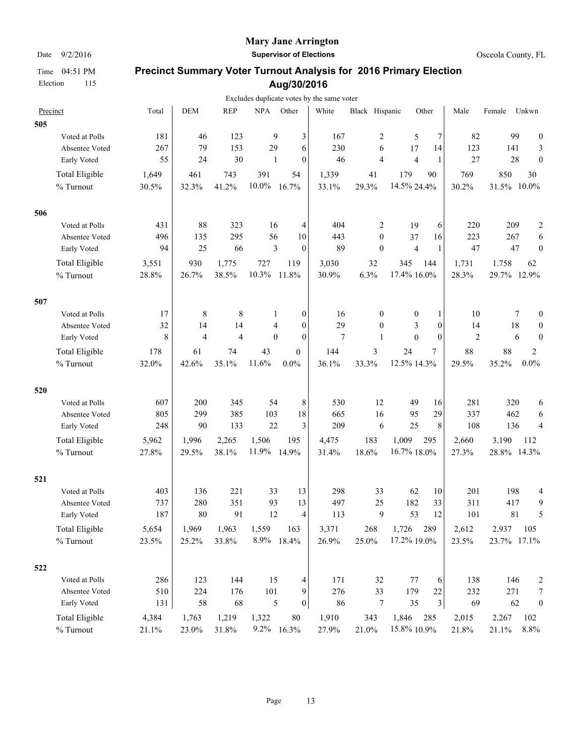**Mary Jane Arrington**

**Supervisor of Elections**

Date 9/2/2016

Osceola County, FL

Time 04:51 PM

Election 115

## Precinct Summary Voter Turnout Analysis for 2016 Primary Election Aug/30/2016

Excludes duplicate votes by the same voter

| Precinct | Total | DEM | REP | NPA | Other | White | Black | Hispanic | Other | Male | Female | Unkwn |
|---|---|---|---|---|---|---|---|---|---|---|---|---|
| **505** | | | | | | | | | | | | |
| Voted at Polls | 181 | 46 | 123 | 9 | 3 | 167 | 2 | 5 | 7 | 82 | 99 | 0 |
| Absentee Voted | 267 | 79 | 153 | 29 | 6 | 230 | 6 | 17 | 14 | 123 | 141 | 3 |
| Early Voted | 55 | 24 | 30 | 1 | 0 | 46 | 4 | 4 | 1 | 27 | 28 | 0 |
| Total Eligible | 1,649 | 461 | 743 | 391 | 54 | 1,339 | 41 | 179 | 90 | 769 | 850 | 30 |
| % Turnout | 30.5% | 32.3% | 41.2% | 10.0% | 16.7% | 33.1% | 29.3% | 14.5% | 24.4% | 30.2% | 31.5% | 10.0% |
| **506** | | | | | | | | | | | | |
| Voted at Polls | 431 | 88 | 323 | 16 | 4 | 404 | 2 | 19 | 6 | 220 | 209 | 2 |
| Absentee Voted | 496 | 135 | 295 | 56 | 10 | 443 | 0 | 37 | 16 | 223 | 267 | 6 |
| Early Voted | 94 | 25 | 66 | 3 | 0 | 89 | 0 | 4 | 1 | 47 | 47 | 0 |
| Total Eligible | 3,551 | 930 | 1,775 | 727 | 119 | 3,030 | 32 | 345 | 144 | 1,731 | 1,758 | 62 |
| % Turnout | 28.8% | 26.7% | 38.5% | 10.3% | 11.8% | 30.9% | 6.3% | 17.4% | 16.0% | 28.3% | 29.7% | 12.9% |
| **507** | | | | | | | | | | | | |
| Voted at Polls | 17 | 8 | 8 | 1 | 0 | 16 | 0 | 0 | 1 | 10 | 7 | 0 |
| Absentee Voted | 32 | 14 | 14 | 4 | 0 | 29 | 0 | 3 | 0 | 14 | 18 | 0 |
| Early Voted | 8 | 4 | 4 | 0 | 0 | 7 | 1 | 0 | 0 | 2 | 6 | 0 |
| Total Eligible | 178 | 61 | 74 | 43 | 0 | 144 | 3 | 24 | 7 | 88 | 88 | 2 |
| % Turnout | 32.0% | 42.6% | 35.1% | 11.6% | 0.0% | 36.1% | 33.3% | 12.5% | 14.3% | 29.5% | 35.2% | 0.0% |
| **520** | | | | | | | | | | | | |
| Voted at Polls | 607 | 200 | 345 | 54 | 8 | 530 | 12 | 49 | 16 | 281 | 320 | 6 |
| Absentee Voted | 805 | 299 | 385 | 103 | 18 | 665 | 16 | 95 | 29 | 337 | 462 | 6 |
| Early Voted | 248 | 90 | 133 | 22 | 3 | 209 | 6 | 25 | 8 | 108 | 136 | 4 |
| Total Eligible | 5,962 | 1,996 | 2,265 | 1,506 | 195 | 4,475 | 183 | 1,009 | 295 | 2,660 | 3,190 | 112 |
| % Turnout | 27.8% | 29.5% | 38.1% | 11.9% | 14.9% | 31.4% | 18.6% | 16.7% | 18.0% | 27.3% | 28.8% | 14.3% |
| **521** | | | | | | | | | | | | |
| Voted at Polls | 403 | 136 | 221 | 33 | 13 | 298 | 33 | 62 | 10 | 201 | 198 | 4 |
| Absentee Voted | 737 | 280 | 351 | 93 | 13 | 497 | 25 | 182 | 33 | 311 | 417 | 9 |
| Early Voted | 187 | 80 | 91 | 12 | 4 | 113 | 9 | 53 | 12 | 101 | 81 | 5 |
| Total Eligible | 5,654 | 1,969 | 1,963 | 1,559 | 163 | 3,371 | 268 | 1,726 | 289 | 2,612 | 2,937 | 105 |
| % Turnout | 23.5% | 25.2% | 33.8% | 8.9% | 18.4% | 26.9% | 25.0% | 17.2% | 19.0% | 23.5% | 23.7% | 17.1% |
| **522** | | | | | | | | | | | | |
| Voted at Polls | 286 | 123 | 144 | 15 | 4 | 171 | 32 | 77 | 6 | 138 | 146 | 2 |
| Absentee Voted | 510 | 224 | 176 | 101 | 9 | 276 | 33 | 179 | 22 | 232 | 271 | 7 |
| Early Voted | 131 | 58 | 68 | 5 | 0 | 86 | 7 | 35 | 3 | 69 | 62 | 0 |
| Total Eligible | 4,384 | 1,763 | 1,219 | 1,322 | 80 | 1,910 | 343 | 1,846 | 285 | 2,015 | 2,267 | 102 |
| % Turnout | 21.1% | 23.0% | 31.8% | 9.2% | 16.3% | 27.9% | 21.0% | 15.8% | 10.9% | 21.8% | 21.1% | 8.8% |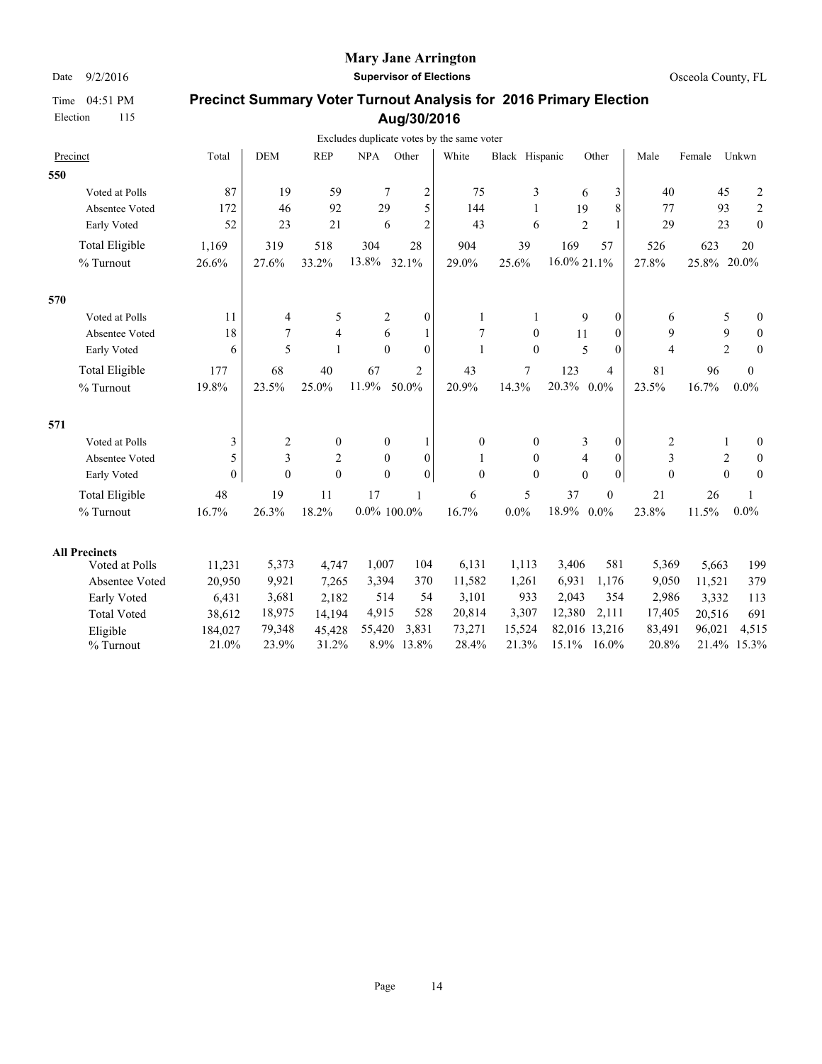# Mary Jane Arrington

**Supervisor of Elections**

Date 9/2/2016 Osceola County, FL

Time 04:51 PM

Election 115

## Precinct Summary Voter Turnout Analysis for 2016 Primary Election Aug/30/2016

Excludes duplicate votes by the same voter

| Precinct | Total | DEM | REP | NPA | Other | White | Black | Hispanic | Other | Male | Female | Unkwn |
|---|---|---|---|---|---|---|---|---|---|---|---|---|
| **550** | | | | | | | | | | | | |
| Voted at Polls | 87 | 19 | 59 | 7 | 2 | 75 | 3 | 6 | 3 | 40 | 45 | 2 |
| Absentee Voted | 172 | 46 | 92 | 29 | 5 | 144 | 1 | 19 | 8 | 77 | 93 | 2 |
| Early Voted | 52 | 23 | 21 | 6 | 2 | 43 | 6 | 2 | 1 | 29 | 23 | 0 |
| Total Eligible | 1,169 | 319 | 518 | 304 | 28 | 904 | 39 | 169 | 57 | 526 | 623 | 20 |
| % Turnout | 26.6% | 27.6% | 33.2% | 13.8% | 32.1% | 29.0% | 25.6% | 16.0% | 21.1% | 27.8% | 25.8% | 20.0% |
| **570** | | | | | | | | | | | | |
| Voted at Polls | 11 | 4 | 5 | 2 | 0 | 1 | 1 | 9 | 0 | 6 | 5 | 0 |
| Absentee Voted | 18 | 7 | 4 | 6 | 1 | 7 | 0 | 11 | 0 | 9 | 9 | 0 |
| Early Voted | 6 | 5 | 1 | 0 | 0 | 1 | 0 | 5 | 0 | 4 | 2 | 0 |
| Total Eligible | 177 | 68 | 40 | 67 | 2 | 43 | 7 | 123 | 4 | 81 | 96 | 0 |
| % Turnout | 19.8% | 23.5% | 25.0% | 11.9% | 50.0% | 20.9% | 14.3% | 20.3% | 0.0% | 23.5% | 16.7% | 0.0% |
| **571** | | | | | | | | | | | | |
| Voted at Polls | 3 | 2 | 0 | 0 | 1 | 0 | 0 | 3 | 0 | 2 | 1 | 0 |
| Absentee Voted | 5 | 3 | 2 | 0 | 0 | 1 | 0 | 4 | 0 | 3 | 2 | 0 |
| Early Voted | 0 | 0 | 0 | 0 | 0 | 0 | 0 | 0 | 0 | 0 | 0 | 0 |
| Total Eligible | 48 | 19 | 11 | 17 | 1 | 6 | 5 | 37 | 0 | 21 | 26 | 1 |
| % Turnout | 16.7% | 26.3% | 18.2% | 0.0% | 100.0% | 16.7% | 0.0% | 18.9% | 0.0% | 23.8% | 11.5% | 0.0% |
| **All Precincts** | | | | | | | | | | | | |
| Voted at Polls | 11,231 | 5,373 | 4,747 | 1,007 | 104 | 6,131 | 1,113 | 3,406 | 581 | 5,369 | 5,663 | 199 |
| Absentee Voted | 20,950 | 9,921 | 7,265 | 3,394 | 370 | 11,582 | 1,261 | 6,931 | 1,176 | 9,050 | 11,521 | 379 |
| Early Voted | 6,431 | 3,681 | 2,182 | 514 | 54 | 3,101 | 933 | 2,043 | 354 | 2,986 | 3,332 | 113 |
| Total Voted | 38,612 | 18,975 | 14,194 | 4,915 | 528 | 20,814 | 3,307 | 12,380 | 2,111 | 17,405 | 20,516 | 691 |
| Eligible | 184,027 | 79,348 | 45,428 | 55,420 | 3,831 | 73,271 | 15,524 | 82,016 | 13,216 | 83,491 | 96,021 | 4,515 |
| % Turnout | 21.0% | 23.9% | 31.2% | 8.9% | 13.8% | 28.4% | 21.3% | 15.1% | 16.0% | 20.8% | 21.4% | 15.3% |